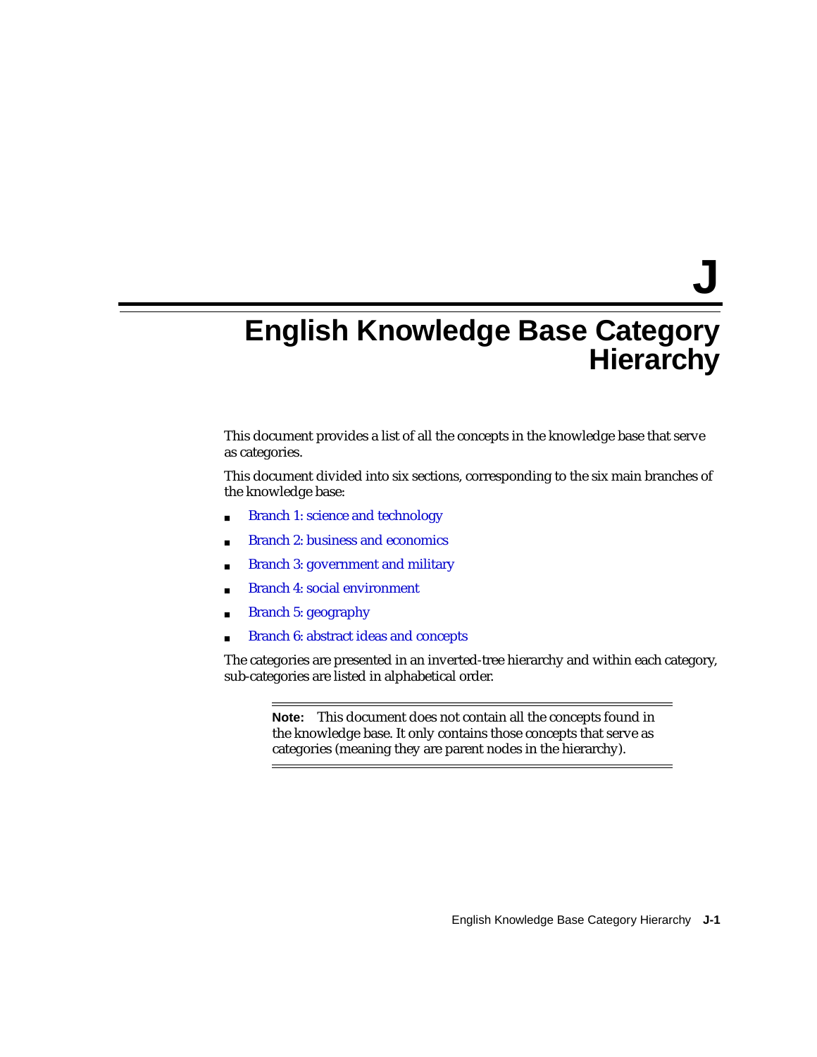# J

# English Knowledge Base Category Hierarchy

This document provides a list of all the concepts in the knowledge base that serve as categories.

This document divided into six sections, corresponding to the six main branches of the knowledge base:

- Branch 1: science and technology
- Branch 2: business and economics
- Branch 3: government and military
- Branch 4: social environment
- Branch 5: geography
- Branch 6: abstract ideas and concepts

The categories are presented in an inverted-tree hierarchy and within each category, sub-categories are listed in alphabetical order.

> **Note:** This document does not contain all the concepts found in the knowledge base. It only contains those concepts that serve as categories (meaning they are parent nodes in the hierarchy).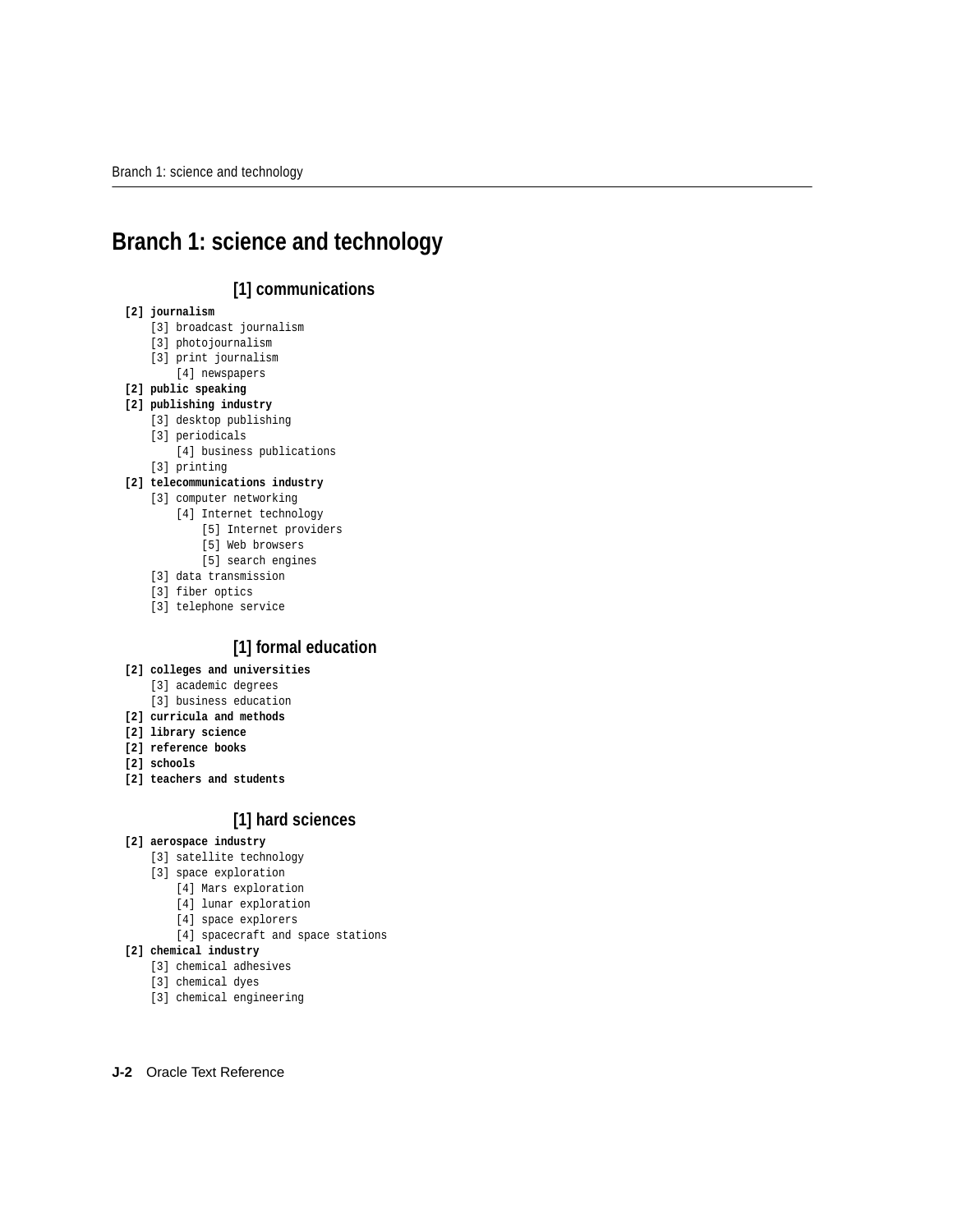# Branch 1: science and technology

### [1] communications

```
[2] journalism
    [3] broadcast journalism
    [3] photojournalism
    [3] print journalism
        [4] newspapers
[2] public speaking
[2] publishing industry
    [3] desktop publishing
    [3] periodicals
        [4] business publications
    [3] printing
[2] telecommunications industry
    [3] computer networking
        [4] Internet technology
            [5] Internet providers
            [5] Web browsers
            [5] search engines
    [3] data transmission
    [3] fiber optics
    [3] telephone service
```

### [1] formal education

```
[2] colleges and universities
    [3] academic degrees
    [3] business education
[2] curricula and methods
[2] library science
[2] reference books
[2] schools
[2] teachers and students
```

### [1] hard sciences

```
[2] aerospace industry
    [3] satellite technology
    [3] space exploration
        [4] Mars exploration
        [4] lunar exploration
        [4] space explorers
        [4] spacecraft and space stations
[2] chemical industry
    [3] chemical adhesives
    [3] chemical dyes
    [3] chemical engineering
```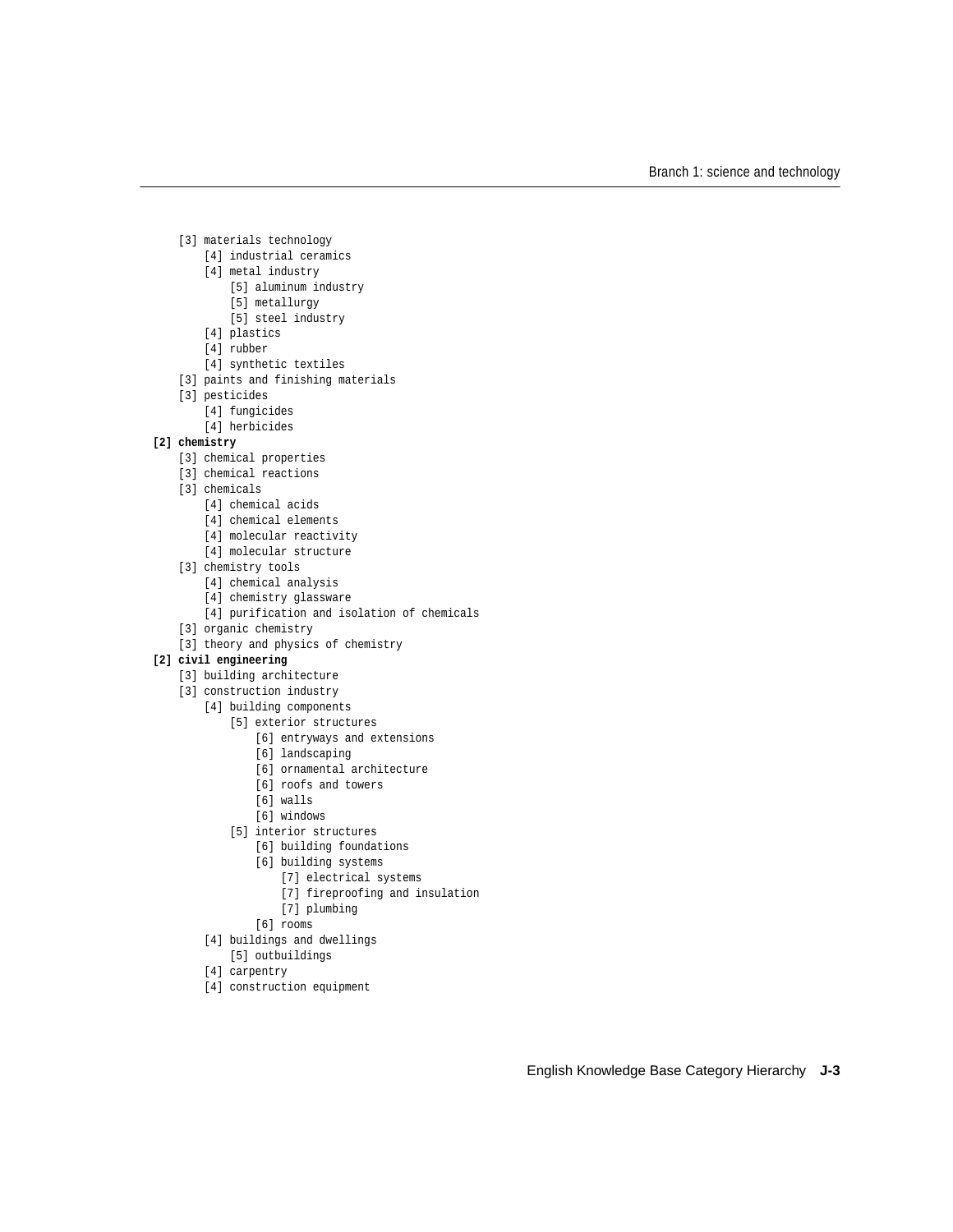```
    [3] materials technology
        [4] industrial ceramics
        [4] metal industry
            [5] aluminum industry
            [5] metallurgy
            [5] steel industry
        [4] plastics
        [4] rubber
        [4] synthetic textiles
    [3] paints and finishing materials
    [3] pesticides
        [4] fungicides
        [4] herbicides
[2] chemistry
    [3] chemical properties
    [3] chemical reactions
    [3] chemicals
        [4] chemical acids
        [4] chemical elements
        [4] molecular reactivity
        [4] molecular structure
    [3] chemistry tools
        [4] chemical analysis
        [4] chemistry glassware
        [4] purification and isolation of chemicals
    [3] organic chemistry
    [3] theory and physics of chemistry
[2] civil engineering
    [3] building architecture
    [3] construction industry
        [4] building components
            [5] exterior structures
                [6] entryways and extensions
                [6] landscaping
                [6] ornamental architecture
                [6] roofs and towers
                [6] walls
                [6] windows
            [5] interior structures
                [6] building foundations
                [6] building systems
                    [7] electrical systems
                    [7] fireproofing and insulation
                    [7] plumbing
                [6] rooms
        [4] buildings and dwellings
            [5] outbuildings
        [4] carpentry
        [4] construction equipment
```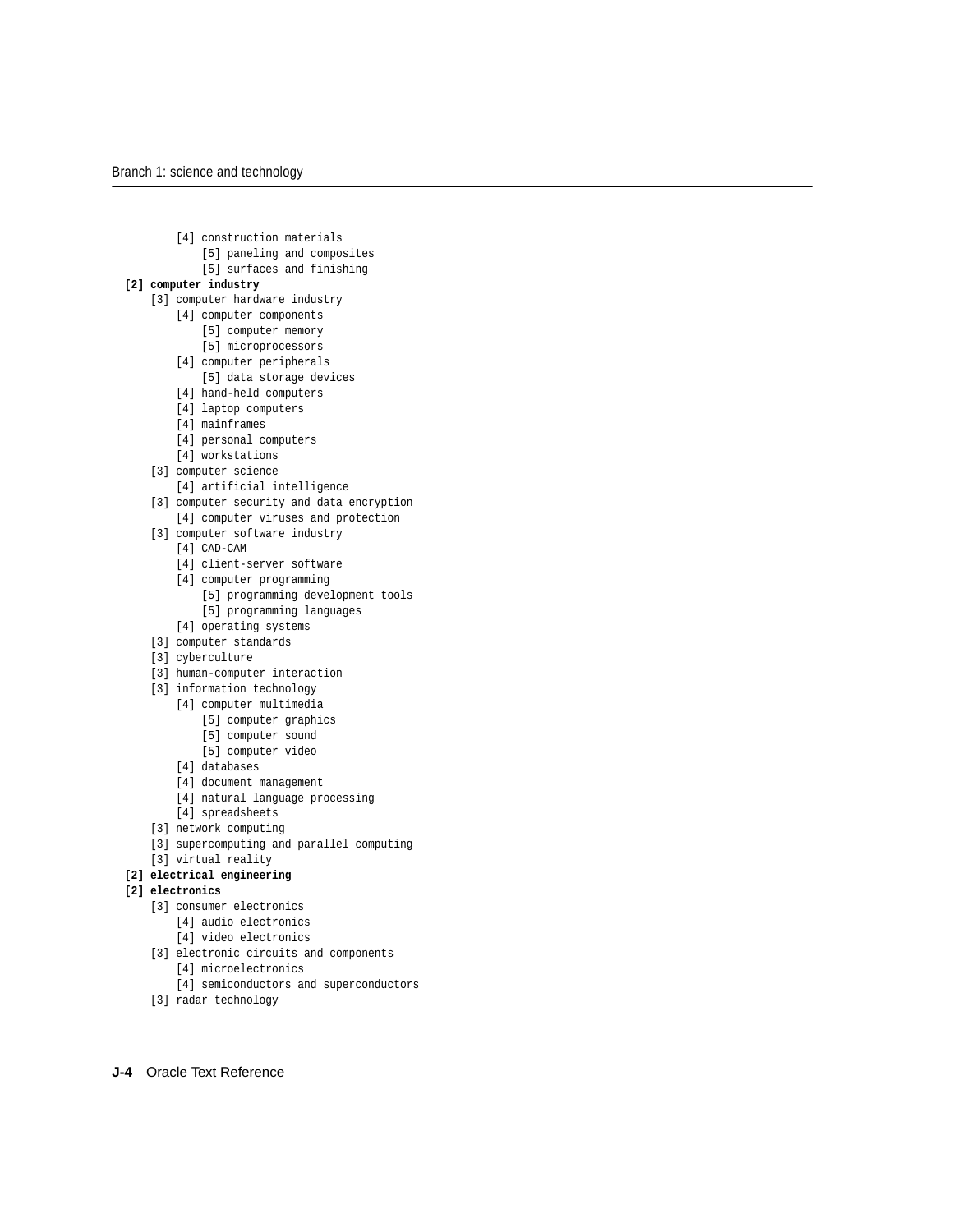```
        [4] construction materials
            [5] paneling and composites
            [5] surfaces and finishing
 [2] computer industry
    [3] computer hardware industry
        [4] computer components
            [5] computer memory
            [5] microprocessors
        [4] computer peripherals
            [5] data storage devices
        [4] hand-held computers
        [4] laptop computers
        [4] mainframes
        [4] personal computers
        [4] workstations
    [3] computer science
        [4] artificial intelligence
    [3] computer security and data encryption
        [4] computer viruses and protection
    [3] computer software industry
        [4] CAD-CAM
        [4] client-server software
        [4] computer programming
            [5] programming development tools
            [5] programming languages
        [4] operating systems
    [3] computer standards
    [3] cyberculture
    [3] human-computer interaction
    [3] information technology
        [4] computer multimedia
            [5] computer graphics
            [5] computer sound
            [5] computer video
        [4] databases
        [4] document management
        [4] natural language processing
        [4] spreadsheets
    [3] network computing
    [3] supercomputing and parallel computing
    [3] virtual reality
 [2] electrical engineering
 [2] electronics
    [3] consumer electronics
        [4] audio electronics
        [4] video electronics
    [3] electronic circuits and components
        [4] microelectronics
        [4] semiconductors and superconductors
    [3] radar technology
```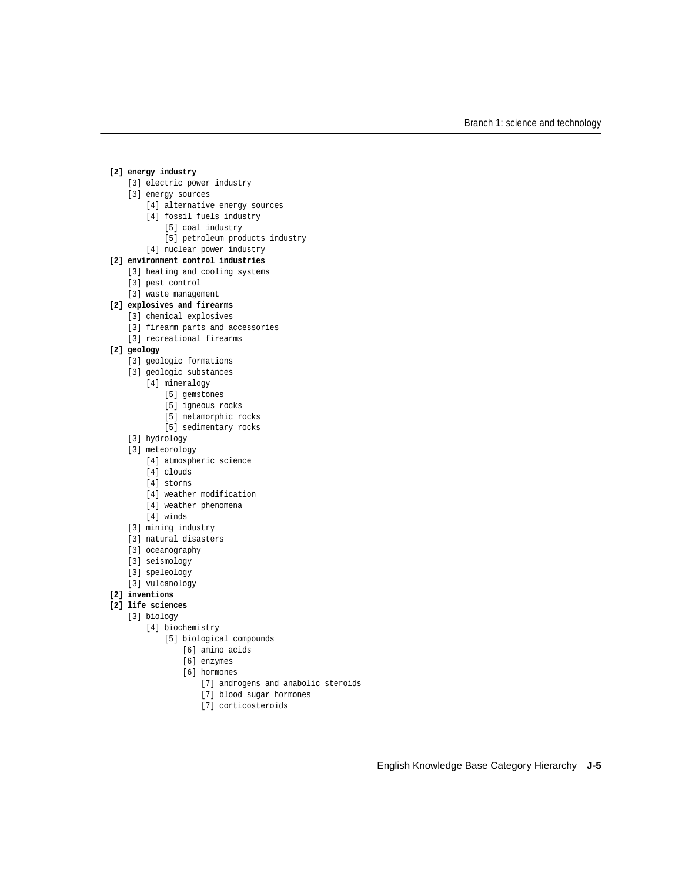**[2] energy industry**
- [3] electric power industry
- [3] energy sources
  - [4] alternative energy sources
  - [4] fossil fuels industry
    - [5] coal industry
    - [5] petroleum products industry
  - [4] nuclear power industry

**[2] environment control industries**
- [3] heating and cooling systems
- [3] pest control
- [3] waste management

**[2] explosives and firearms**
- [3] chemical explosives
- [3] firearm parts and accessories
- [3] recreational firearms

**[2] geology**
- [3] geologic formations
- [3] geologic substances
  - [4] mineralogy
    - [5] gemstones
    - [5] igneous rocks
    - [5] metamorphic rocks
    - [5] sedimentary rocks
- [3] hydrology
- [3] meteorology
  - [4] atmospheric science
  - [4] clouds
  - [4] storms
  - [4] weather modification
  - [4] weather phenomena
  - [4] winds
- [3] mining industry
- [3] natural disasters
- [3] oceanography
- [3] seismology
- [3] speleology
- [3] vulcanology

**[2] inventions**

**[2] life sciences**
- [3] biology
  - [4] biochemistry
    - [5] biological compounds
      - [6] amino acids
      - [6] enzymes
      - [6] hormones
        - [7] androgens and anabolic steroids
        - [7] blood sugar hormones
        - [7] corticosteroids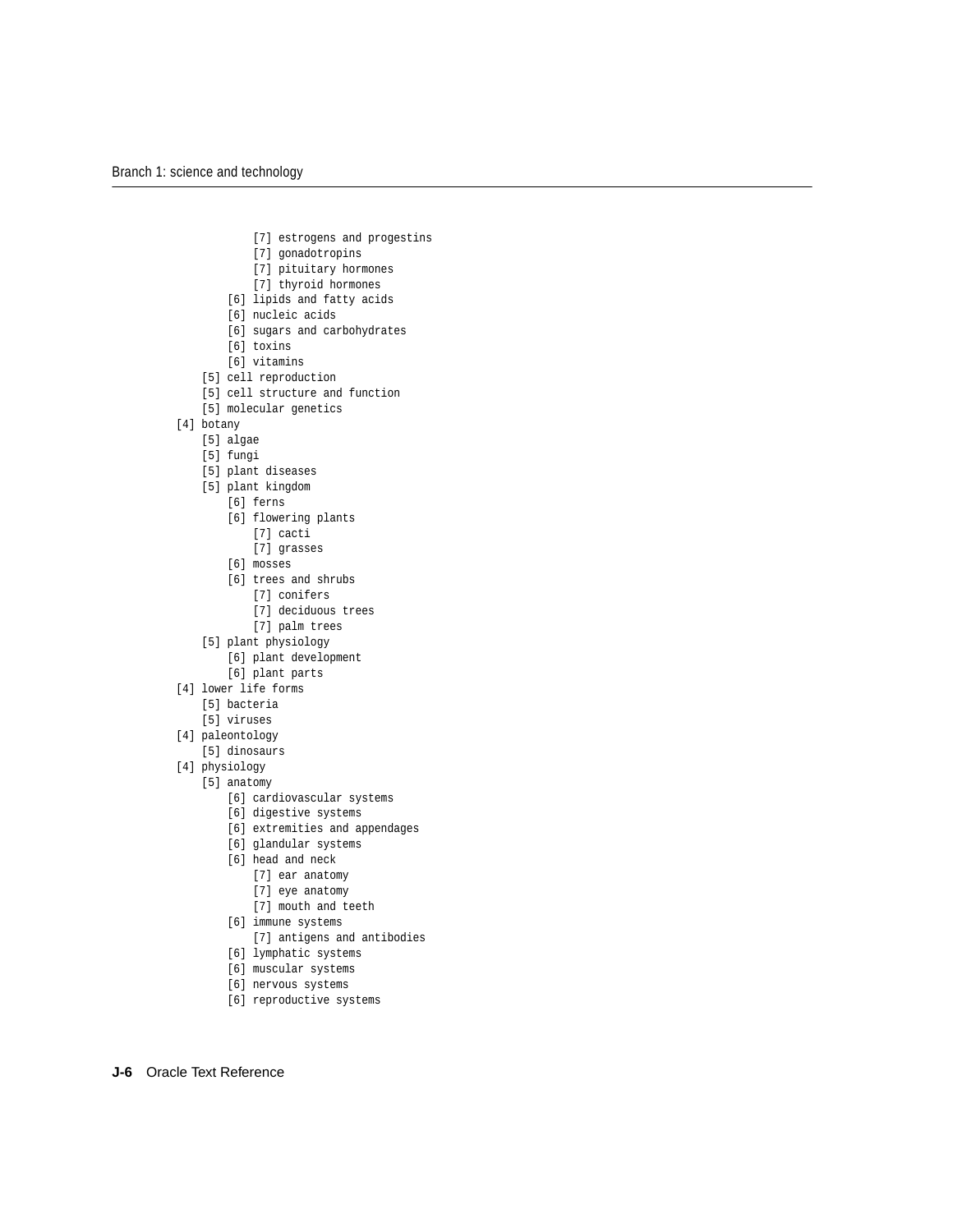```
            [7] estrogens and progestins
            [7] gonadotropins
            [7] pituitary hormones
            [7] thyroid hormones
        [6] lipids and fatty acids
        [6] nucleic acids
        [6] sugars and carbohydrates
        [6] toxins
        [6] vitamins
    [5] cell reproduction
    [5] cell structure and function
    [5] molecular genetics
[4] botany
    [5] algae
    [5] fungi
    [5] plant diseases
    [5] plant kingdom
        [6] ferns
        [6] flowering plants
            [7] cacti
            [7] grasses
        [6] mosses
        [6] trees and shrubs
            [7] conifers
            [7] deciduous trees
            [7] palm trees
    [5] plant physiology
        [6] plant development
        [6] plant parts
[4] lower life forms
    [5] bacteria
    [5] viruses
[4] paleontology
    [5] dinosaurs
[4] physiology
    [5] anatomy
        [6] cardiovascular systems
        [6] digestive systems
        [6] extremities and appendages
        [6] glandular systems
        [6] head and neck
            [7] ear anatomy
            [7] eye anatomy
            [7] mouth and teeth
        [6] immune systems
            [7] antigens and antibodies
        [6] lymphatic systems
        [6] muscular systems
        [6] nervous systems
        [6] reproductive systems
```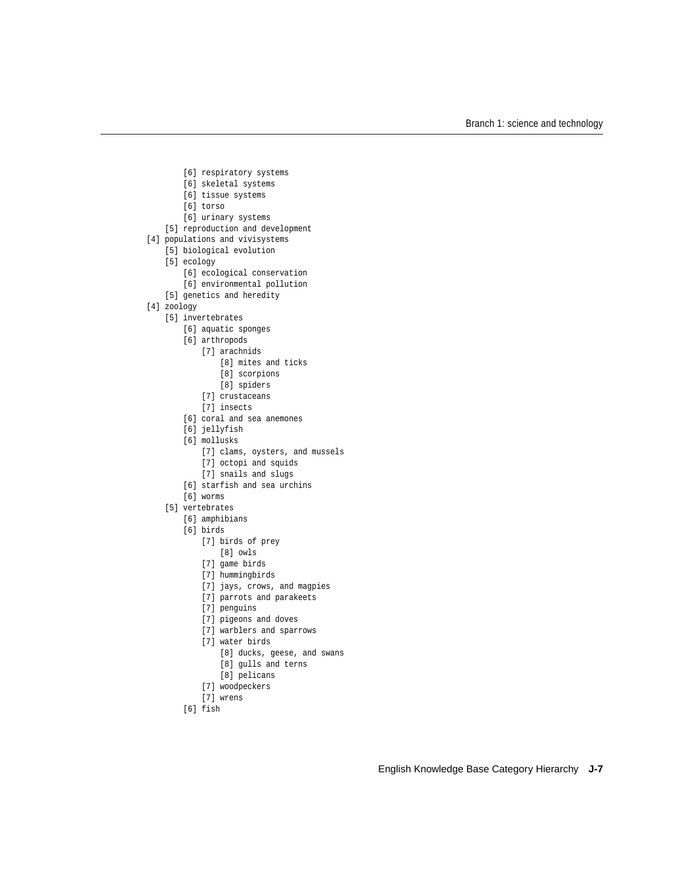```
        [6] respiratory systems
        [6] skeletal systems
        [6] tissue systems
        [6] torso
        [6] urinary systems
    [5] reproduction and development
[4] populations and vivisystems
    [5] biological evolution
    [5] ecology
        [6] ecological conservation
        [6] environmental pollution
    [5] genetics and heredity
[4] zoology
    [5] invertebrates
        [6] aquatic sponges
        [6] arthropods
            [7] arachnids
                [8] mites and ticks
                [8] scorpions
                [8] spiders
            [7] crustaceans
            [7] insects
        [6] coral and sea anemones
        [6] jellyfish
        [6] mollusks
            [7] clams, oysters, and mussels
            [7] octopi and squids
            [7] snails and slugs
        [6] starfish and sea urchins
        [6] worms
    [5] vertebrates
        [6] amphibians
        [6] birds
            [7] birds of prey
                [8] owls
            [7] game birds
            [7] hummingbirds
            [7] jays, crows, and magpies
            [7] parrots and parakeets
            [7] penguins
            [7] pigeons and doves
            [7] warblers and sparrows
            [7] water birds
                [8] ducks, geese, and swans
                [8] gulls and terns
                [8] pelicans
            [7] woodpeckers
            [7] wrens
        [6] fish
```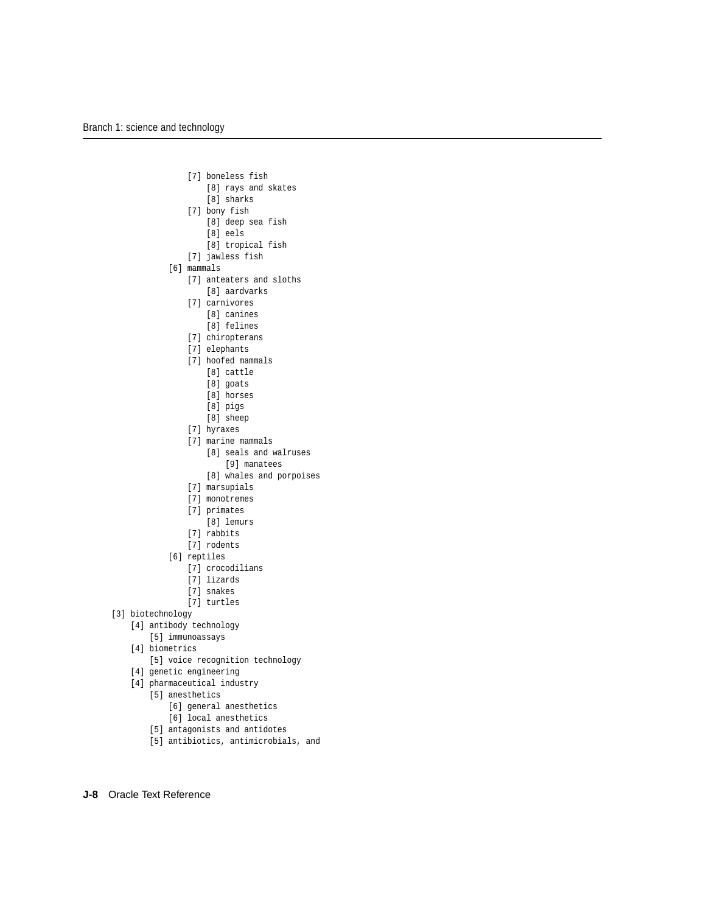```
                [7] boneless fish
                    [8] rays and skates
                    [8] sharks
                [7] bony fish
                    [8] deep sea fish
                    [8] eels
                    [8] tropical fish
                [7] jawless fish
            [6] mammals
                [7] anteaters and sloths
                    [8] aardvarks
                [7] carnivores
                    [8] canines
                    [8] felines
                [7] chiropterans
                [7] elephants
                [7] hoofed mammals
                    [8] cattle
                    [8] goats
                    [8] horses
                    [8] pigs
                    [8] sheep
                [7] hyraxes
                [7] marine mammals
                    [8] seals and walruses
                        [9] manatees
                    [8] whales and porpoises
                [7] marsupials
                [7] monotremes
                [7] primates
                    [8] lemurs
                [7] rabbits
                [7] rodents
            [6] reptiles
                [7] crocodilians
                [7] lizards
                [7] snakes
                [7] turtles
    [3] biotechnology
        [4] antibody technology
            [5] immunoassays
        [4] biometrics
            [5] voice recognition technology
        [4] genetic engineering
        [4] pharmaceutical industry
            [5] anesthetics
                [6] general anesthetics
                [6] local anesthetics
            [5] antagonists and antidotes
            [5] antibiotics, antimicrobials, and
```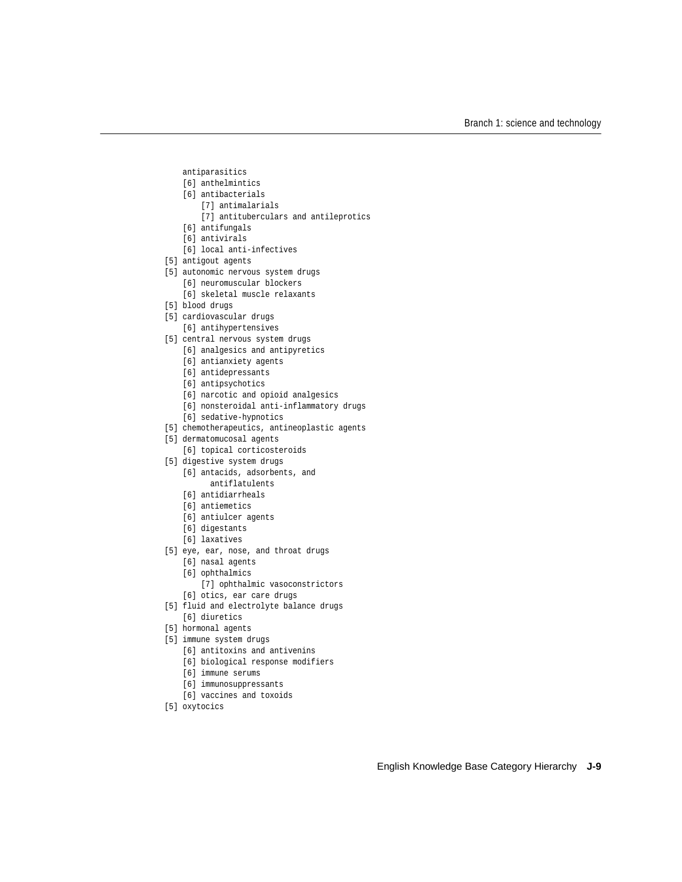```
    antiparasitics
    [6] anthelmintics
    [6] antibacterials
        [7] antimalarials
        [7] antituberculars and antileprotics
    [6] antifungals
    [6] antivirals
    [6] local anti-infectives
[5] antigout agents
[5] autonomic nervous system drugs
    [6] neuromuscular blockers
    [6] skeletal muscle relaxants
[5] blood drugs
[5] cardiovascular drugs
    [6] antihypertensives
[5] central nervous system drugs
    [6] analgesics and antipyretics
    [6] antianxiety agents
    [6] antidepressants
    [6] antipsychotics
    [6] narcotic and opioid analgesics
    [6] nonsteroidal anti-inflammatory drugs
    [6] sedative-hypnotics
[5] chemotherapeutics, antineoplastic agents
[5] dermatomucosal agents
    [6] topical corticosteroids
[5] digestive system drugs
    [6] antacids, adsorbents, and
          antiflatulents
    [6] antidiarrheals
    [6] antiemetics
    [6] antiulcer agents
    [6] digestants
    [6] laxatives
[5] eye, ear, nose, and throat drugs
    [6] nasal agents
    [6] ophthalmics
        [7] ophthalmic vasoconstrictors
    [6] otics, ear care drugs
[5] fluid and electrolyte balance drugs
    [6] diuretics
[5] hormonal agents
[5] immune system drugs
    [6] antitoxins and antivenins
    [6] biological response modifiers
    [6] immune serums
    [6] immunosuppressants
    [6] vaccines and toxoids
[5] oxytocics
```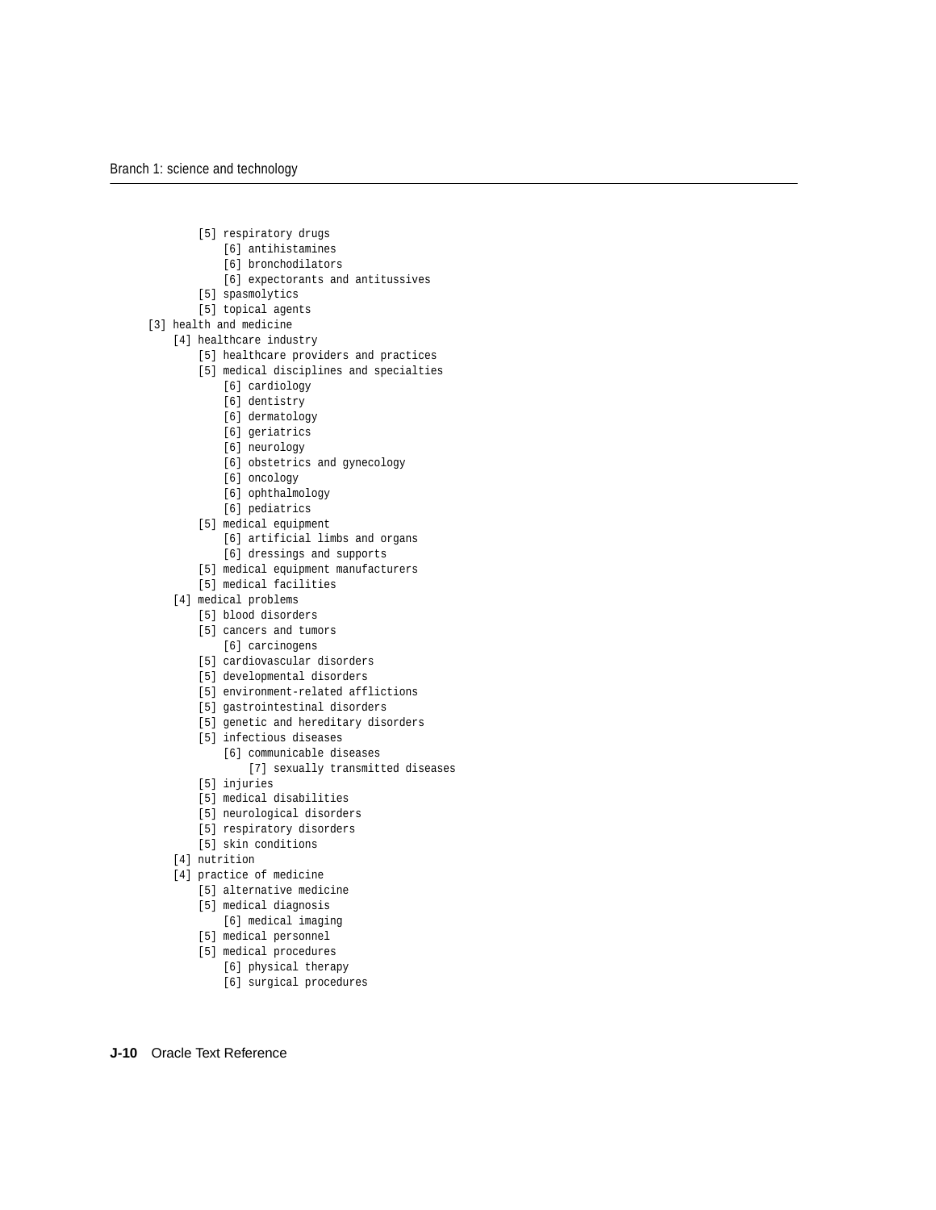```
        [5] respiratory drugs
            [6] antihistamines
            [6] bronchodilators
            [6] expectorants and antitussives
        [5] spasmolytics
        [5] topical agents
[3] health and medicine
    [4] healthcare industry
        [5] healthcare providers and practices
        [5] medical disciplines and specialties
            [6] cardiology
            [6] dentistry
            [6] dermatology
            [6] geriatrics
            [6] neurology
            [6] obstetrics and gynecology
            [6] oncology
            [6] ophthalmology
            [6] pediatrics
        [5] medical equipment
            [6] artificial limbs and organs
            [6] dressings and supports
        [5] medical equipment manufacturers
        [5] medical facilities
    [4] medical problems
        [5] blood disorders
        [5] cancers and tumors
            [6] carcinogens
        [5] cardiovascular disorders
        [5] developmental disorders
        [5] environment-related afflictions
        [5] gastrointestinal disorders
        [5] genetic and hereditary disorders
        [5] infectious diseases
            [6] communicable diseases
                [7] sexually transmitted diseases
        [5] injuries
        [5] medical disabilities
        [5] neurological disorders
        [5] respiratory disorders
        [5] skin conditions
    [4] nutrition
    [4] practice of medicine
        [5] alternative medicine
        [5] medical diagnosis
            [6] medical imaging
        [5] medical personnel
        [5] medical procedures
            [6] physical therapy
            [6] surgical procedures
```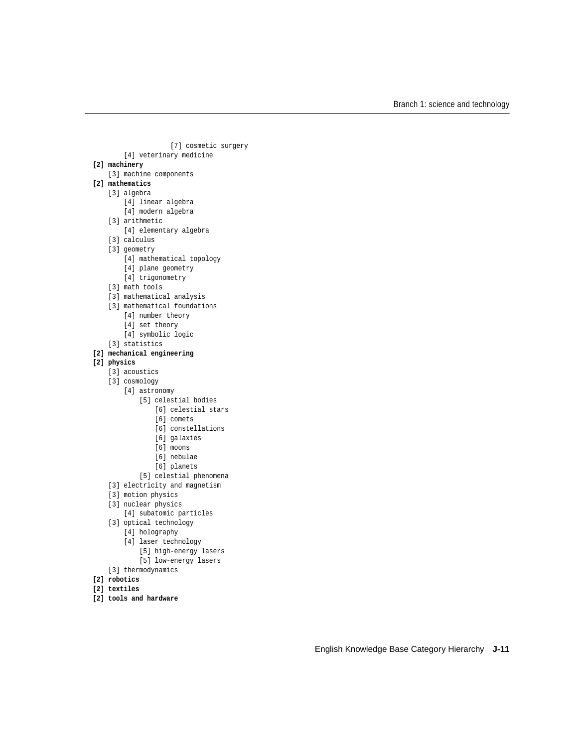```
                [7] cosmetic surgery
        [4] veterinary medicine
[2] machinery
    [3] machine components
[2] mathematics
    [3] algebra
        [4] linear algebra
        [4] modern algebra
    [3] arithmetic
        [4] elementary algebra
    [3] calculus
    [3] geometry
        [4] mathematical topology
        [4] plane geometry
        [4] trigonometry
    [3] math tools
    [3] mathematical analysis
    [3] mathematical foundations
        [4] number theory
        [4] set theory
        [4] symbolic logic
    [3] statistics
[2] mechanical engineering
[2] physics
    [3] acoustics
    [3] cosmology
        [4] astronomy
            [5] celestial bodies
                [6] celestial stars
                [6] comets
                [6] constellations
                [6] galaxies
                [6] moons
                [6] nebulae
                [6] planets
            [5] celestial phenomena
    [3] electricity and magnetism
    [3] motion physics
    [3] nuclear physics
        [4] subatomic particles
    [3] optical technology
        [4] holography
        [4] laser technology
            [5] high-energy lasers
            [5] low-energy lasers
    [3] thermodynamics
[2] robotics
[2] textiles
[2] tools and hardware
```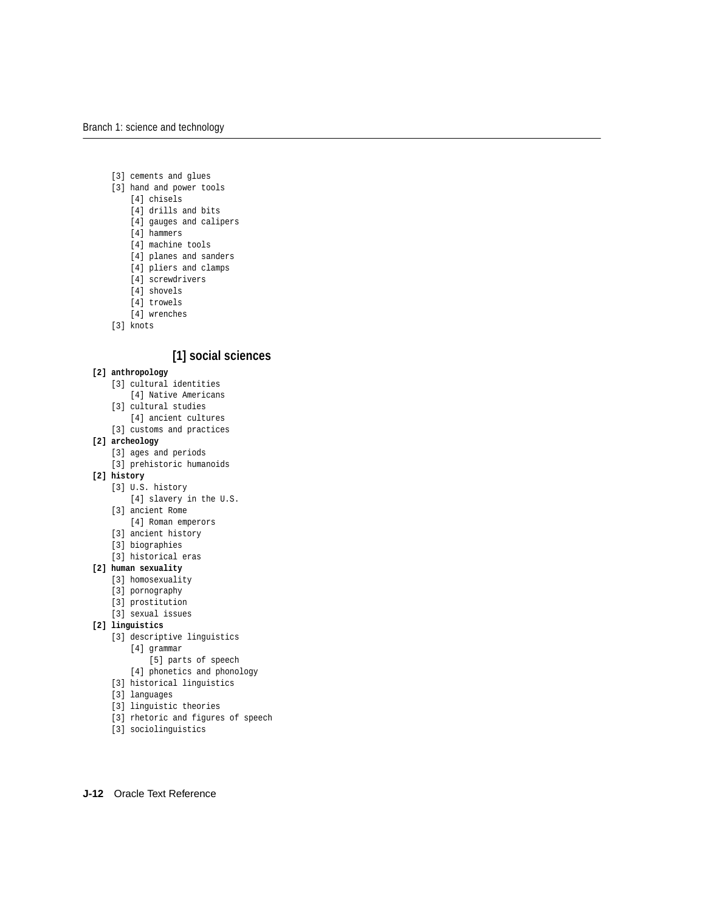```
    [3] cements and glues
    [3] hand and power tools
        [4] chisels
        [4] drills and bits
        [4] gauges and calipers
        [4] hammers
        [4] machine tools
        [4] planes and sanders
        [4] pliers and clamps
        [4] screwdrivers
        [4] shovels
        [4] trowels
        [4] wrenches
    [3] knots
```

## [1] social sciences

```
[2] anthropology
    [3] cultural identities
        [4] Native Americans
    [3] cultural studies
        [4] ancient cultures
    [3] customs and practices
[2] archeology
    [3] ages and periods
    [3] prehistoric humanoids
[2] history
    [3] U.S. history
        [4] slavery in the U.S.
    [3] ancient Rome
        [4] Roman emperors
    [3] ancient history
    [3] biographies
    [3] historical eras
[2] human sexuality
    [3] homosexuality
    [3] pornography
    [3] prostitution
    [3] sexual issues
[2] linguistics
    [3] descriptive linguistics
        [4] grammar
            [5] parts of speech
        [4] phonetics and phonology
    [3] historical linguistics
    [3] languages
    [3] linguistic theories
    [3] rhetoric and figures of speech
    [3] sociolinguistics
```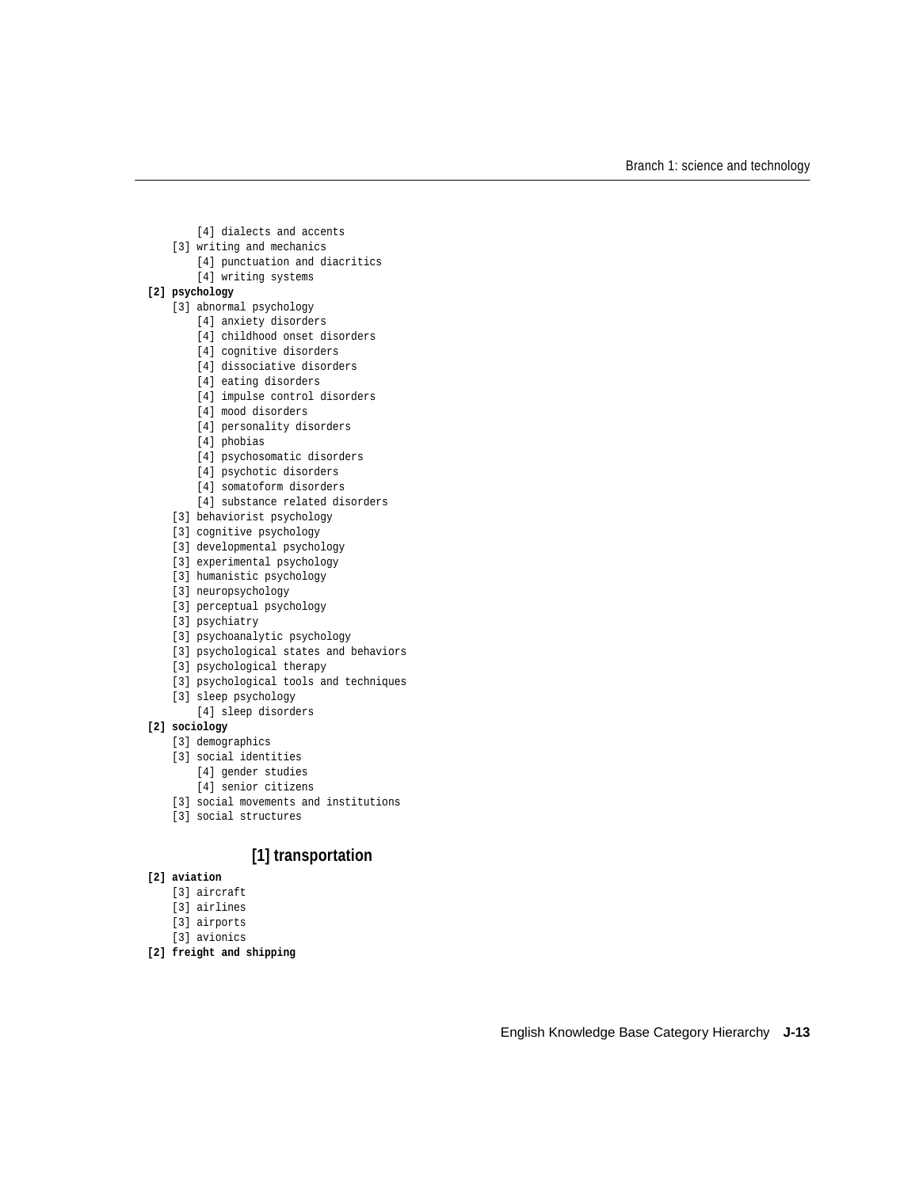```
        [4] dialects and accents
    [3] writing and mechanics
        [4] punctuation and diacritics
        [4] writing systems
[2] psychology
    [3] abnormal psychology
        [4] anxiety disorders
        [4] childhood onset disorders
        [4] cognitive disorders
        [4] dissociative disorders
        [4] eating disorders
        [4] impulse control disorders
        [4] mood disorders
        [4] personality disorders
        [4] phobias
        [4] psychosomatic disorders
        [4] psychotic disorders
        [4] somatoform disorders
        [4] substance related disorders
    [3] behaviorist psychology
    [3] cognitive psychology
    [3] developmental psychology
    [3] experimental psychology
    [3] humanistic psychology
    [3] neuropsychology
    [3] perceptual psychology
    [3] psychiatry
    [3] psychoanalytic psychology
    [3] psychological states and behaviors
    [3] psychological therapy
    [3] psychological tools and techniques
    [3] sleep psychology
        [4] sleep disorders
[2] sociology
    [3] demographics
    [3] social identities
        [4] gender studies
        [4] senior citizens
    [3] social movements and institutions
    [3] social structures
```

## [1] transportation

```
[2] aviation
    [3] aircraft
    [3] airlines
    [3] airports
    [3] avionics
[2] freight and shipping
```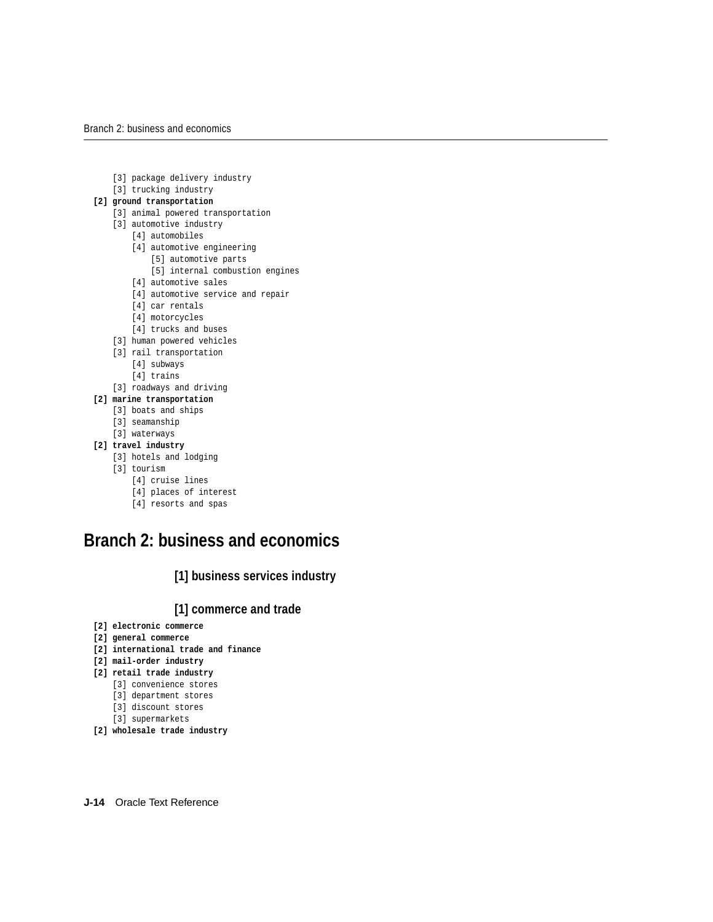```
    [3] package delivery industry
    [3] trucking industry
[2] ground transportation
    [3] animal powered transportation
    [3] automotive industry
        [4] automobiles
        [4] automotive engineering
            [5] automotive parts
            [5] internal combustion engines
        [4] automotive sales
        [4] automotive service and repair
        [4] car rentals
        [4] motorcycles
        [4] trucks and buses
    [3] human powered vehicles
    [3] rail transportation
        [4] subways
        [4] trains
    [3] roadways and driving
[2] marine transportation
    [3] boats and ships
    [3] seamanship
    [3] waterways
[2] travel industry
    [3] hotels and lodging
    [3] tourism
        [4] cruise lines
        [4] places of interest
        [4] resorts and spas
```

# Branch 2: business and economics

### [1] business services industry

### [1] commerce and trade

```
[2] electronic commerce
[2] general commerce
[2] international trade and finance
[2] mail-order industry
[2] retail trade industry
    [3] convenience stores
    [3] department stores
    [3] discount stores
    [3] supermarkets
[2] wholesale trade industry
```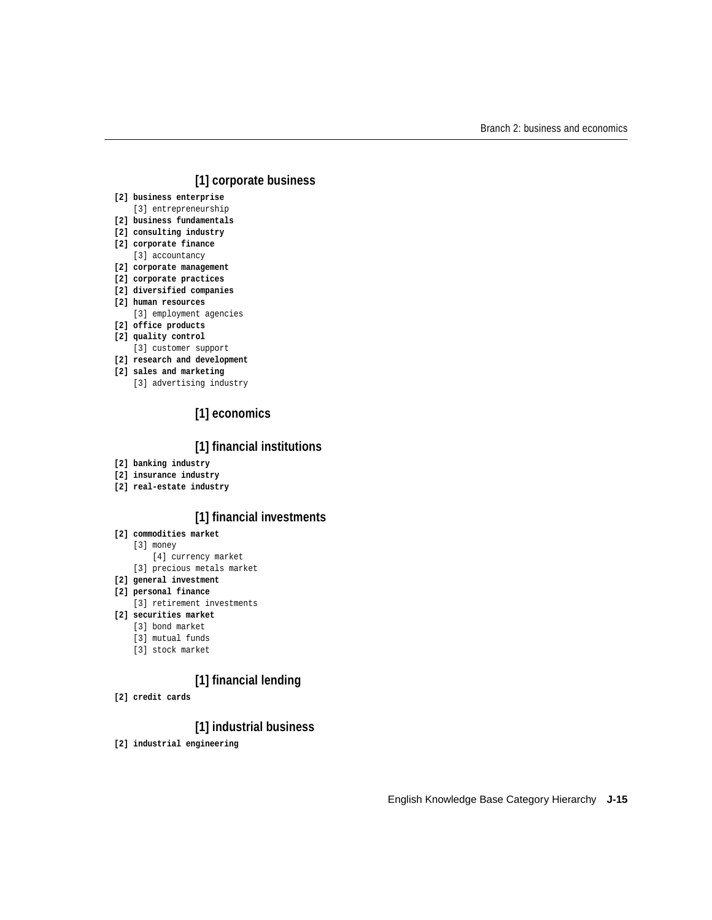### [1] corporate business

- **[2] business enterprise**
  - [3] entrepreneurship
- **[2] business fundamentals**
- **[2] consulting industry**
- **[2] corporate finance**
  - [3] accountancy
- **[2] corporate management**
- **[2] corporate practices**
- **[2] diversified companies**
- **[2] human resources**
  - [3] employment agencies
- **[2] office products**
- **[2] quality control**
  - [3] customer support
- **[2] research and development**
- **[2] sales and marketing**
  - [3] advertising industry

### [1] economics

### [1] financial institutions

- **[2] banking industry**
- **[2] insurance industry**
- **[2] real-estate industry**

### [1] financial investments

- **[2] commodities market**
  - [3] money
    - [4] currency market
  - [3] precious metals market
- **[2] general investment**
- **[2] personal finance**
  - [3] retirement investments
- **[2] securities market**
  - [3] bond market
  - [3] mutual funds
  - [3] stock market

### [1] financial lending

- **[2] credit cards**

### [1] industrial business

- **[2] industrial engineering**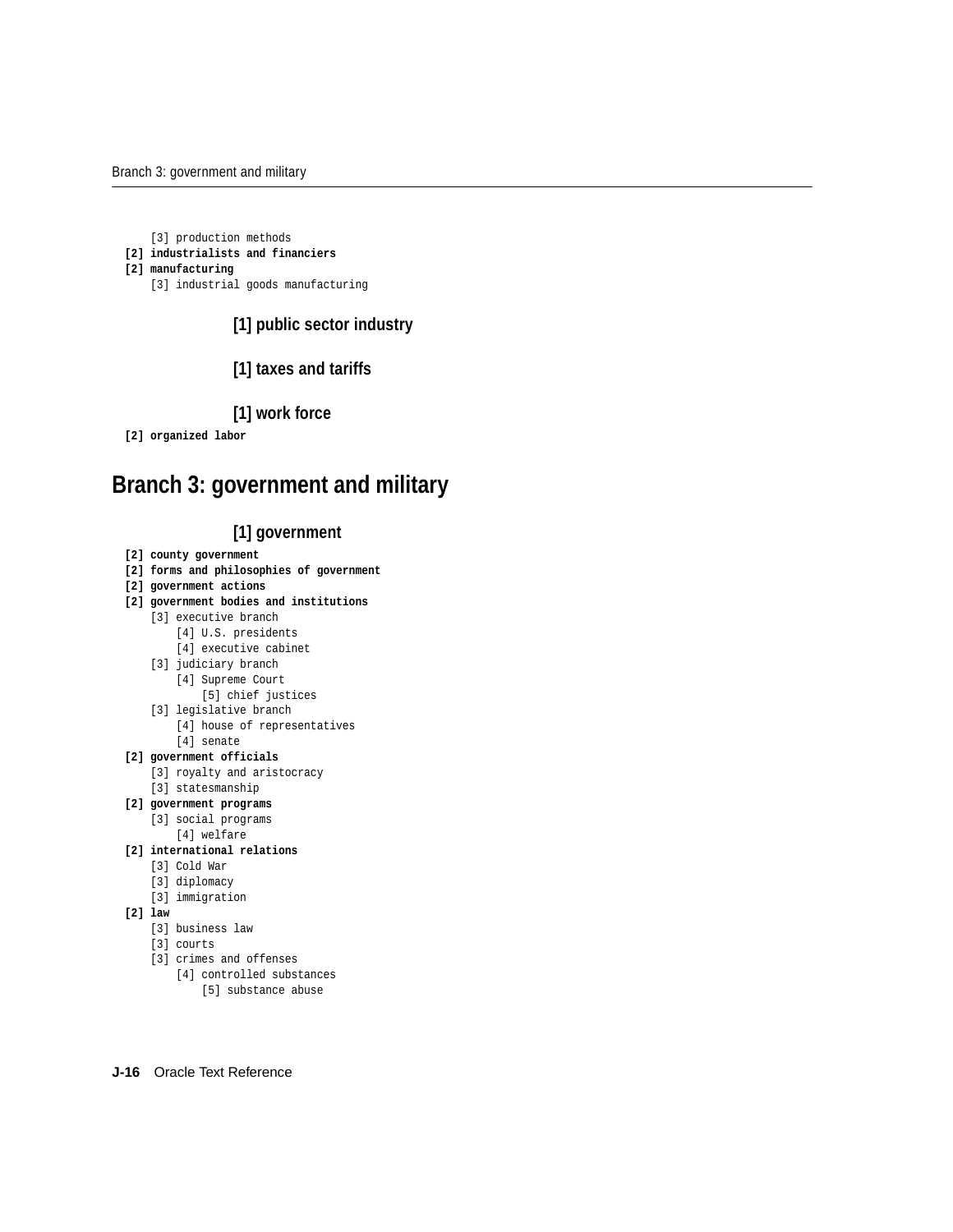[3] production methods

**[2] industrialists and financiers**

**[2] manufacturing**

[3] industrial goods manufacturing

### [1] public sector industry

### [1] taxes and tariffs

### [1] work force

**[2] organized labor**

## Branch 3: government and military

### [1] government

**[2] county government**

**[2] forms and philosophies of government**

**[2] government actions**

**[2] government bodies and institutions**

[3] executive branch

[4] U.S. presidents

[4] executive cabinet

[3] judiciary branch

[4] Supreme Court

[5] chief justices

[3] legislative branch

[4] house of representatives

[4] senate

**[2] government officials**

[3] royalty and aristocracy

[3] statesmanship

**[2] government programs**

[3] social programs

[4] welfare

**[2] international relations**

[3] Cold War

[3] diplomacy

[3] immigration

**[2] law**

[3] business law

[3] courts

[3] crimes and offenses

[4] controlled substances

[5] substance abuse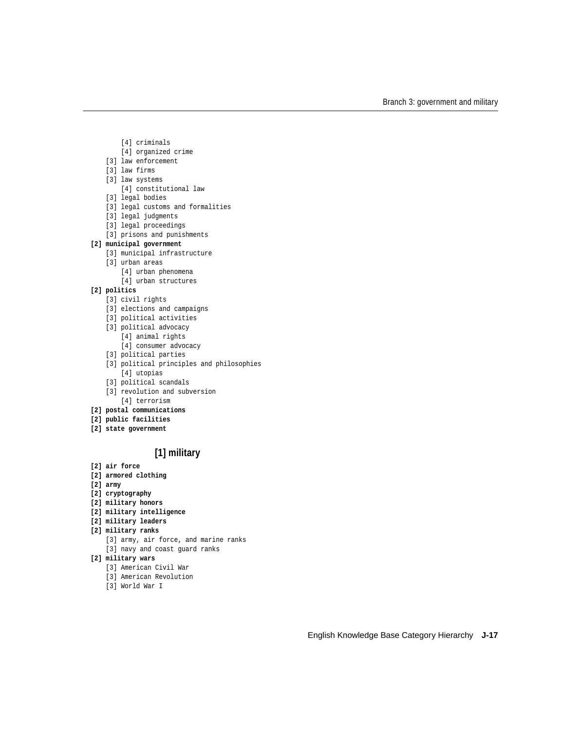```
        [4] criminals
        [4] organized crime
    [3] law enforcement
    [3] law firms
    [3] law systems
        [4] constitutional law
    [3] legal bodies
    [3] legal customs and formalities
    [3] legal judgments
    [3] legal proceedings
    [3] prisons and punishments
[2] municipal government
    [3] municipal infrastructure
    [3] urban areas
        [4] urban phenomena
        [4] urban structures
[2] politics
    [3] civil rights
    [3] elections and campaigns
    [3] political activities
    [3] political advocacy
        [4] animal rights
        [4] consumer advocacy
    [3] political parties
    [3] political principles and philosophies
        [4] utopias
    [3] political scandals
    [3] revolution and subversion
        [4] terrorism
[2] postal communications
[2] public facilities
[2] state government
```

## [1] military

```
[2] air force
[2] armored clothing
[2] army
[2] cryptography
[2] military honors
[2] military intelligence
[2] military leaders
[2] military ranks
    [3] army, air force, and marine ranks
    [3] navy and coast guard ranks
[2] military wars
    [3] American Civil War
    [3] American Revolution
    [3] World War I
```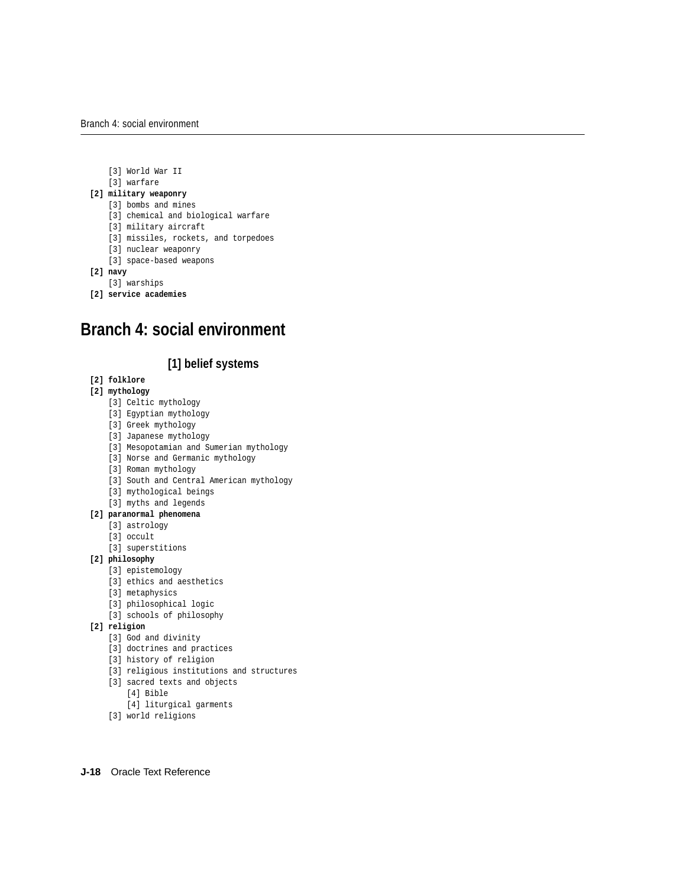[3] World War II
    [3] warfare
**[2] military weaponry**
    [3] bombs and mines
    [3] chemical and biological warfare
    [3] military aircraft
    [3] missiles, rockets, and torpedoes
    [3] nuclear weaponry
    [3] space-based weapons
**[2] navy**
    [3] warships
**[2] service academies**

# Branch 4: social environment

### [1] belief systems

**[2] folklore**
**[2] mythology**
    [3] Celtic mythology
    [3] Egyptian mythology
    [3] Greek mythology
    [3] Japanese mythology
    [3] Mesopotamian and Sumerian mythology
    [3] Norse and Germanic mythology
    [3] Roman mythology
    [3] South and Central American mythology
    [3] mythological beings
    [3] myths and legends
**[2] paranormal phenomena**
    [3] astrology
    [3] occult
    [3] superstitions
**[2] philosophy**
    [3] epistemology
    [3] ethics and aesthetics
    [3] metaphysics
    [3] philosophical logic
    [3] schools of philosophy
**[2] religion**
    [3] God and divinity
    [3] doctrines and practices
    [3] history of religion
    [3] religious institutions and structures
    [3] sacred texts and objects
        [4] Bible
        [4] liturgical garments
    [3] world religions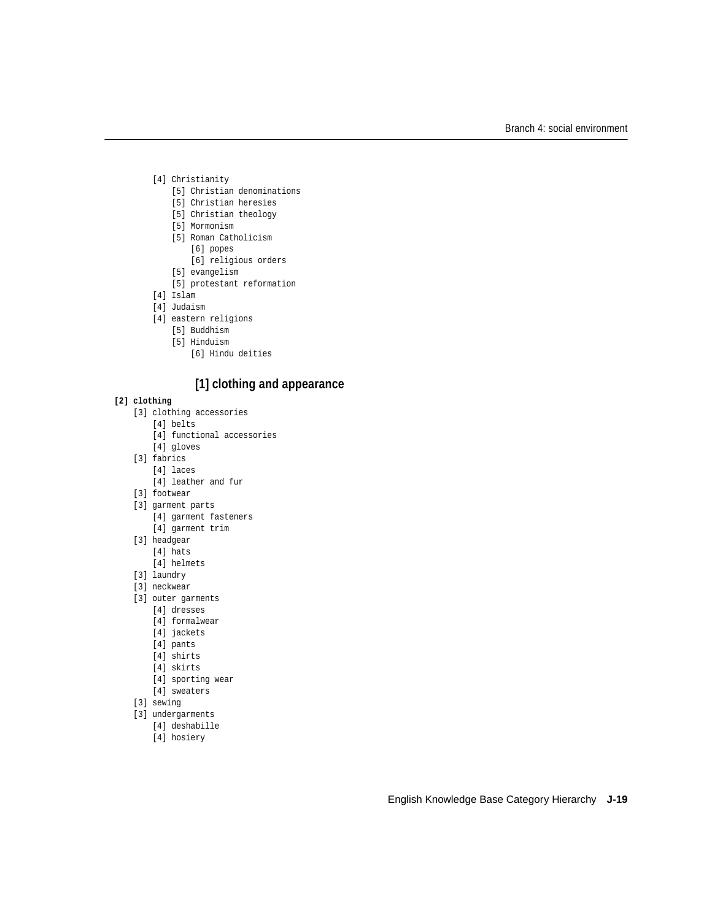```
        [4] Christianity
            [5] Christian denominations
            [5] Christian heresies
            [5] Christian theology
            [5] Mormonism
            [5] Roman Catholicism
                [6] popes
                [6] religious orders
            [5] evangelism
            [5] protestant reformation
        [4] Islam
        [4] Judaism
        [4] eastern religions
            [5] Buddhism
            [5] Hinduism
                [6] Hindu deities
```

## [1] clothing and appearance

```
[2] clothing
    [3] clothing accessories
        [4] belts
        [4] functional accessories
        [4] gloves
    [3] fabrics
        [4] laces
        [4] leather and fur
    [3] footwear
    [3] garment parts
        [4] garment fasteners
        [4] garment trim
    [3] headgear
        [4] hats
        [4] helmets
    [3] laundry
    [3] neckwear
    [3] outer garments
        [4] dresses
        [4] formalwear
        [4] jackets
        [4] pants
        [4] shirts
        [4] skirts
        [4] sporting wear
        [4] sweaters
    [3] sewing
    [3] undergarments
        [4] deshabille
        [4] hosiery
```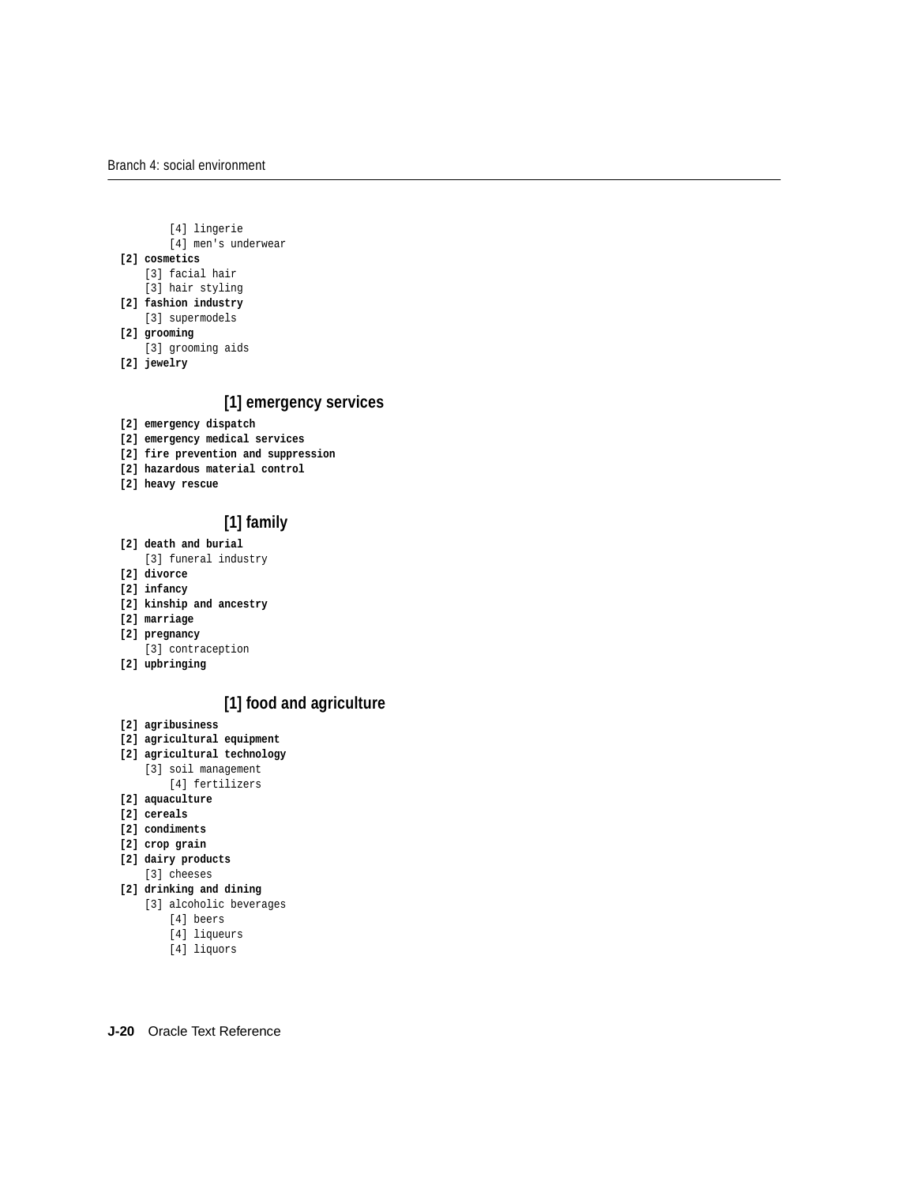[4] lingerie
        [4] men's underwear

**[2] cosmetics**

    [3] facial hair
    [3] hair styling

**[2] fashion industry**

    [3] supermodels

**[2] grooming**

    [3] grooming aids

**[2] jewelry**

## [1] emergency services

**[2] emergency dispatch**

**[2] emergency medical services**

**[2] fire prevention and suppression**

**[2] hazardous material control**

**[2] heavy rescue**

## [1] family

**[2] death and burial**

    [3] funeral industry

**[2] divorce**

**[2] infancy**

**[2] kinship and ancestry**

**[2] marriage**

**[2] pregnancy**

    [3] contraception

**[2] upbringing**

## [1] food and agriculture

**[2] agribusiness**

**[2] agricultural equipment**

**[2] agricultural technology**

    [3] soil management
        [4] fertilizers

**[2] aquaculture**

**[2] cereals**

**[2] condiments**

**[2] crop grain**

**[2] dairy products**

    [3] cheeses

**[2] drinking and dining**

    [3] alcoholic beverages
        [4] beers
        [4] liqueurs
        [4] liquors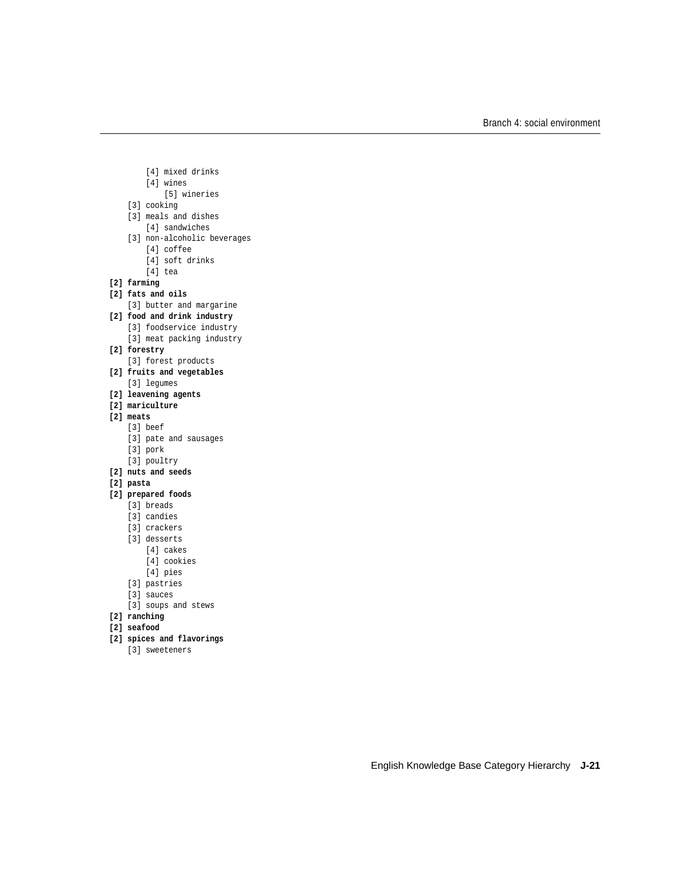```
        [4] mixed drinks
        [4] wines
            [5] wineries
    [3] cooking
    [3] meals and dishes
        [4] sandwiches
    [3] non-alcoholic beverages
        [4] coffee
        [4] soft drinks
        [4] tea
[2] farming
[2] fats and oils
    [3] butter and margarine
[2] food and drink industry
    [3] foodservice industry
    [3] meat packing industry
[2] forestry
    [3] forest products
[2] fruits and vegetables
    [3] legumes
[2] leavening agents
[2] mariculture
[2] meats
    [3] beef
    [3] pate and sausages
    [3] pork
    [3] poultry
[2] nuts and seeds
[2] pasta
[2] prepared foods
    [3] breads
    [3] candies
    [3] crackers
    [3] desserts
        [4] cakes
        [4] cookies
        [4] pies
    [3] pastries
    [3] sauces
    [3] soups and stews
[2] ranching
[2] seafood
[2] spices and flavorings
    [3] sweeteners
```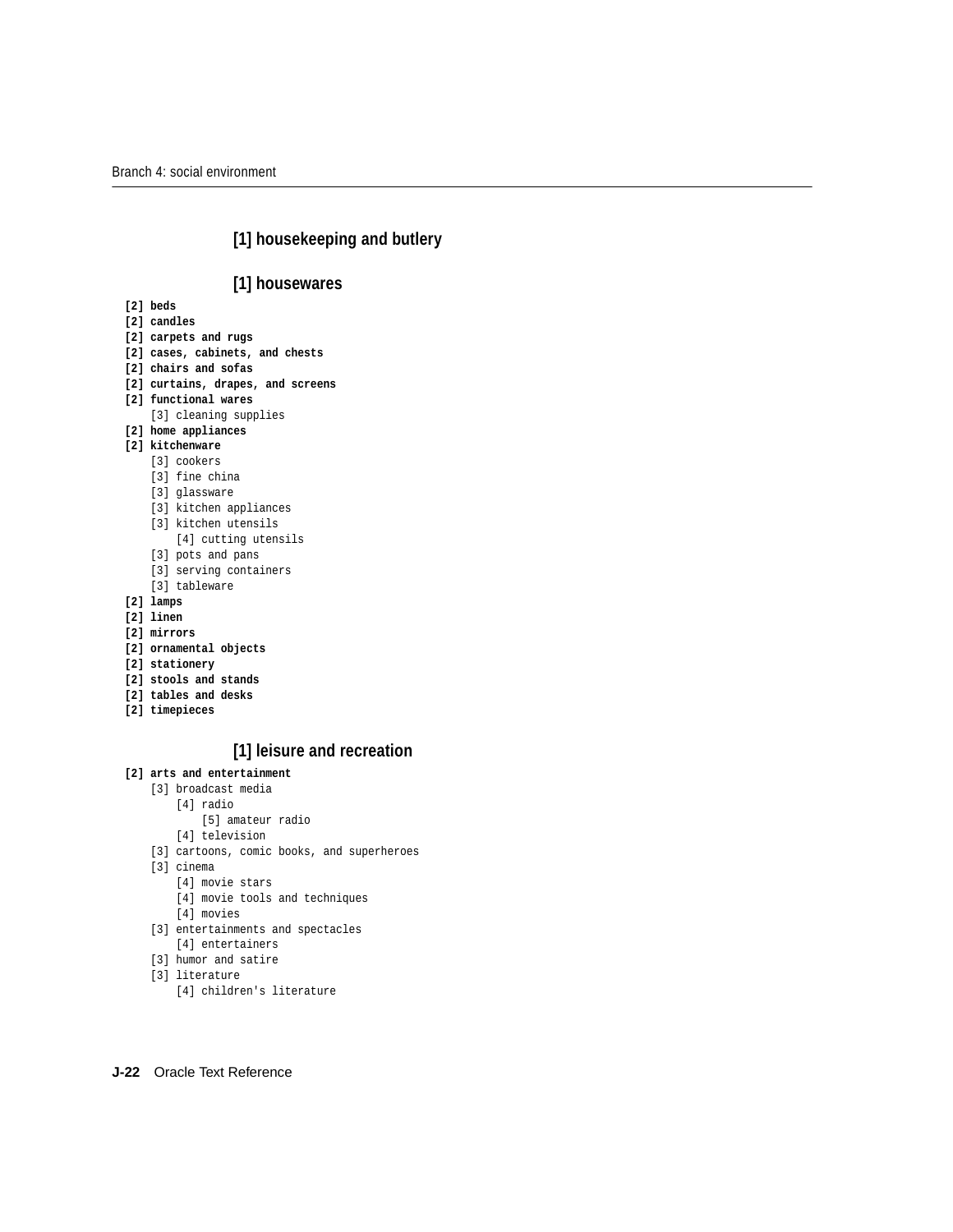## [1] housekeeping and butlery

## [1] housewares

```
[2] beds
[2] candles
[2] carpets and rugs
[2] cases, cabinets, and chests
[2] chairs and sofas
[2] curtains, drapes, and screens
[2] functional wares
    [3] cleaning supplies
[2] home appliances
[2] kitchenware
    [3] cookers
    [3] fine china
    [3] glassware
    [3] kitchen appliances
    [3] kitchen utensils
        [4] cutting utensils
    [3] pots and pans
    [3] serving containers
    [3] tableware
[2] lamps
[2] linen
[2] mirrors
[2] ornamental objects
[2] stationery
[2] stools and stands
[2] tables and desks
[2] timepieces
```

## [1] leisure and recreation

```
[2] arts and entertainment
    [3] broadcast media
        [4] radio
            [5] amateur radio
        [4] television
    [3] cartoons, comic books, and superheroes
    [3] cinema
        [4] movie stars
        [4] movie tools and techniques
        [4] movies
    [3] entertainments and spectacles
        [4] entertainers
    [3] humor and satire
    [3] literature
        [4] children's literature
```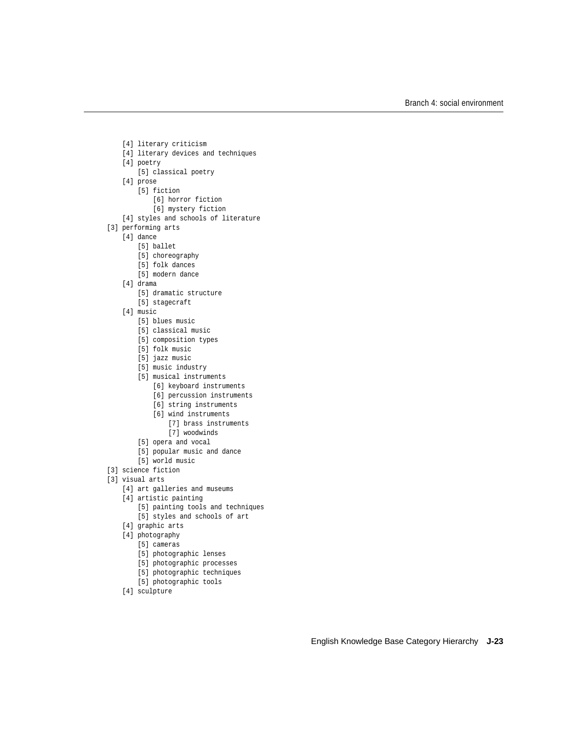```
        [4] literary criticism
        [4] literary devices and techniques
        [4] poetry
            [5] classical poetry
        [4] prose
            [5] fiction
                [6] horror fiction
                [6] mystery fiction
        [4] styles and schools of literature
    [3] performing arts
        [4] dance
            [5] ballet
            [5] choreography
            [5] folk dances
            [5] modern dance
        [4] drama
            [5] dramatic structure
            [5] stagecraft
        [4] music
            [5] blues music
            [5] classical music
            [5] composition types
            [5] folk music
            [5] jazz music
            [5] music industry
            [5] musical instruments
                [6] keyboard instruments
                [6] percussion instruments
                [6] string instruments
                [6] wind instruments
                    [7] brass instruments
                    [7] woodwinds
            [5] opera and vocal
            [5] popular music and dance
            [5] world music
    [3] science fiction
    [3] visual arts
        [4] art galleries and museums
        [4] artistic painting
            [5] painting tools and techniques
            [5] styles and schools of art
        [4] graphic arts
        [4] photography
            [5] cameras
            [5] photographic lenses
            [5] photographic processes
            [5] photographic techniques
            [5] photographic tools
        [4] sculpture
```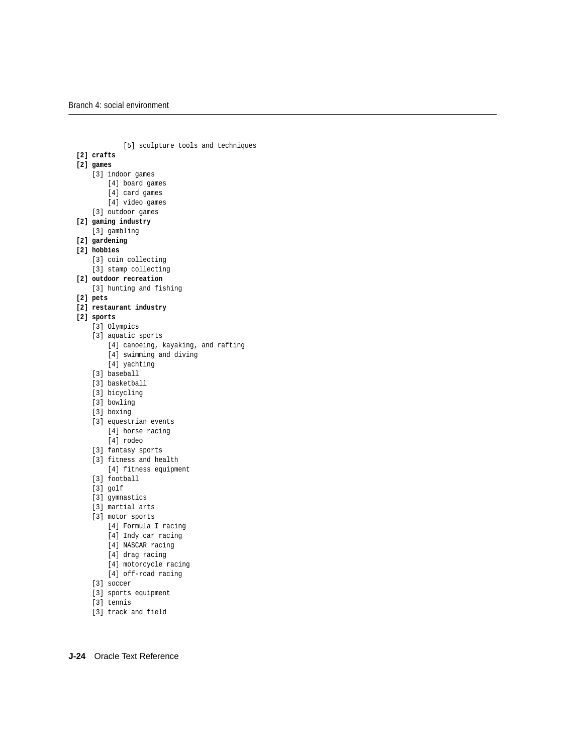```
            [5] sculpture tools and techniques
[2] crafts
[2] games
    [3] indoor games
        [4] board games
        [4] card games
        [4] video games
    [3] outdoor games
[2] gaming industry
    [3] gambling
[2] gardening
[2] hobbies
    [3] coin collecting
    [3] stamp collecting
[2] outdoor recreation
    [3] hunting and fishing
[2] pets
[2] restaurant industry
[2] sports
    [3] Olympics
    [3] aquatic sports
        [4] canoeing, kayaking, and rafting
        [4] swimming and diving
        [4] yachting
    [3] baseball
    [3] basketball
    [3] bicycling
    [3] bowling
    [3] boxing
    [3] equestrian events
        [4] horse racing
        [4] rodeo
    [3] fantasy sports
    [3] fitness and health
        [4] fitness equipment
    [3] football
    [3] golf
    [3] gymnastics
    [3] martial arts
    [3] motor sports
        [4] Formula I racing
        [4] Indy car racing
        [4] NASCAR racing
        [4] drag racing
        [4] motorcycle racing
        [4] off-road racing
    [3] soccer
    [3] sports equipment
    [3] tennis
    [3] track and field
```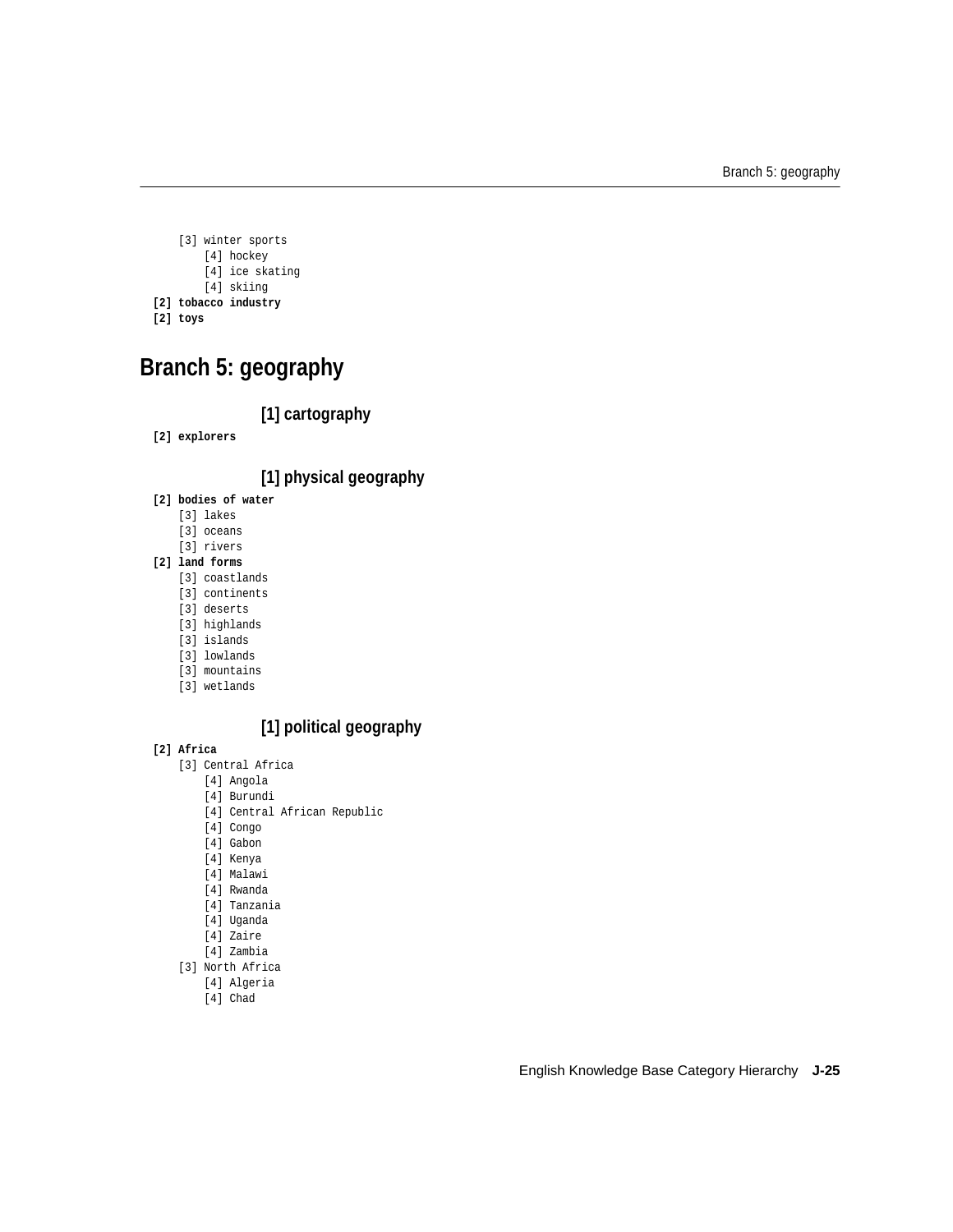```
    [3] winter sports
        [4] hockey
        [4] ice skating
        [4] skiing
```
**[2] tobacco industry**

**[2] toys**

# Branch 5: geography

### [1] cartography

**[2] explorers**

### [1] physical geography

**[2] bodies of water**

```
    [3] lakes
    [3] oceans
    [3] rivers
```
**[2] land forms**

```
    [3] coastlands
    [3] continents
    [3] deserts
    [3] highlands
    [3] islands
    [3] lowlands
    [3] mountains
    [3] wetlands
```

### [1] political geography

**[2] Africa**

```
    [3] Central Africa
        [4] Angola
        [4] Burundi
        [4] Central African Republic
        [4] Congo
        [4] Gabon
        [4] Kenya
        [4] Malawi
        [4] Rwanda
        [4] Tanzania
        [4] Uganda
        [4] Zaire
        [4] Zambia
    [3] North Africa
        [4] Algeria
        [4] Chad
```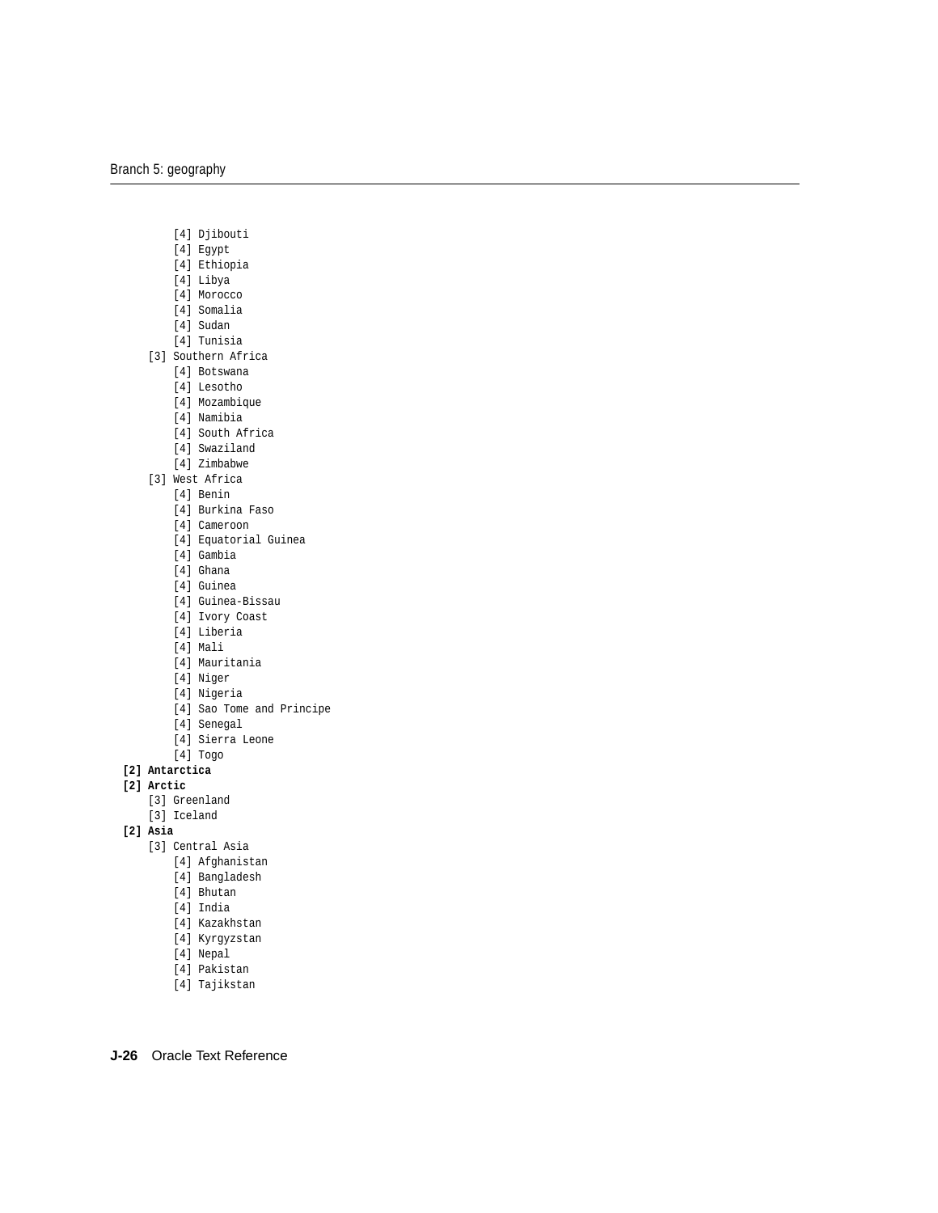```
        [4] Djibouti
        [4] Egypt
        [4] Ethiopia
        [4] Libya
        [4] Morocco
        [4] Somalia
        [4] Sudan
        [4] Tunisia
    [3] Southern Africa
        [4] Botswana
        [4] Lesotho
        [4] Mozambique
        [4] Namibia
        [4] South Africa
        [4] Swaziland
        [4] Zimbabwe
    [3] West Africa
        [4] Benin
        [4] Burkina Faso
        [4] Cameroon
        [4] Equatorial Guinea
        [4] Gambia
        [4] Ghana
        [4] Guinea
        [4] Guinea-Bissau
        [4] Ivory Coast
        [4] Liberia
        [4] Mali
        [4] Mauritania
        [4] Niger
        [4] Nigeria
        [4] Sao Tome and Principe
        [4] Senegal
        [4] Sierra Leone
        [4] Togo
[2] Antarctica
[2] Arctic
    [3] Greenland
    [3] Iceland
[2] Asia
    [3] Central Asia
        [4] Afghanistan
        [4] Bangladesh
        [4] Bhutan
        [4] India
        [4] Kazakhstan
        [4] Kyrgyzstan
        [4] Nepal
        [4] Pakistan
        [4] Tajikstan
```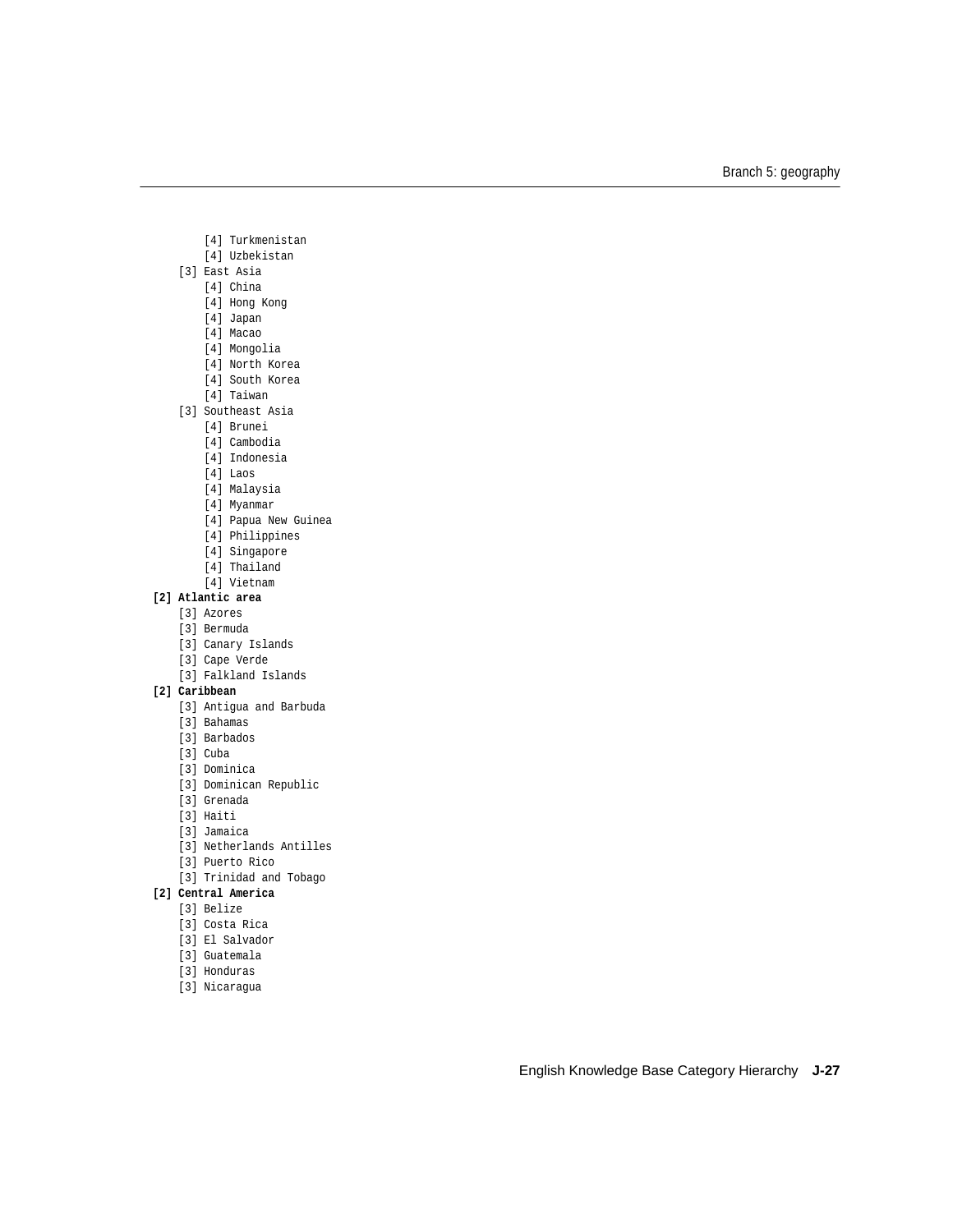```
        [4] Turkmenistan
        [4] Uzbekistan
    [3] East Asia
        [4] China
        [4] Hong Kong
        [4] Japan
        [4] Macao
        [4] Mongolia
        [4] North Korea
        [4] South Korea
        [4] Taiwan
    [3] Southeast Asia
        [4] Brunei
        [4] Cambodia
        [4] Indonesia
        [4] Laos
        [4] Malaysia
        [4] Myanmar
        [4] Papua New Guinea
        [4] Philippines
        [4] Singapore
        [4] Thailand
        [4] Vietnam
[2] Atlantic area
    [3] Azores
    [3] Bermuda
    [3] Canary Islands
    [3] Cape Verde
    [3] Falkland Islands
[2] Caribbean
    [3] Antigua and Barbuda
    [3] Bahamas
    [3] Barbados
    [3] Cuba
    [3] Dominica
    [3] Dominican Republic
    [3] Grenada
    [3] Haiti
    [3] Jamaica
    [3] Netherlands Antilles
    [3] Puerto Rico
    [3] Trinidad and Tobago
[2] Central America
    [3] Belize
    [3] Costa Rica
    [3] El Salvador
    [3] Guatemala
    [3] Honduras
    [3] Nicaragua
```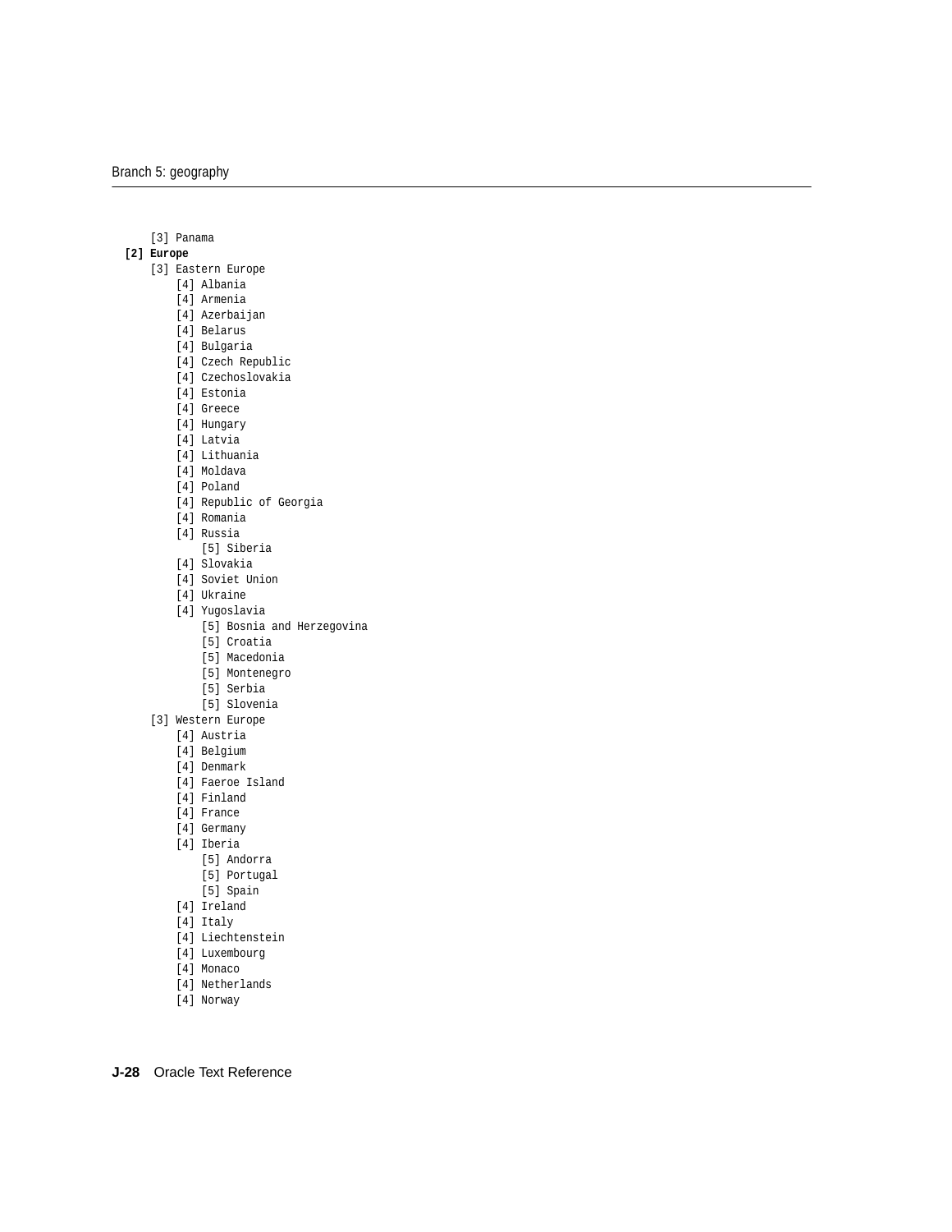```
    [3] Panama
[2] Europe
    [3] Eastern Europe
        [4] Albania
        [4] Armenia
        [4] Azerbaijan
        [4] Belarus
        [4] Bulgaria
        [4] Czech Republic
        [4] Czechoslovakia
        [4] Estonia
        [4] Greece
        [4] Hungary
        [4] Latvia
        [4] Lithuania
        [4] Moldava
        [4] Poland
        [4] Republic of Georgia
        [4] Romania
        [4] Russia
            [5] Siberia
        [4] Slovakia
        [4] Soviet Union
        [4] Ukraine
        [4] Yugoslavia
            [5] Bosnia and Herzegovina
            [5] Croatia
            [5] Macedonia
            [5] Montenegro
            [5] Serbia
            [5] Slovenia
    [3] Western Europe
        [4] Austria
        [4] Belgium
        [4] Denmark
        [4] Faeroe Island
        [4] Finland
        [4] France
        [4] Germany
        [4] Iberia
            [5] Andorra
            [5] Portugal
            [5] Spain
        [4] Ireland
        [4] Italy
        [4] Liechtenstein
        [4] Luxembourg
        [4] Monaco
        [4] Netherlands
        [4] Norway
```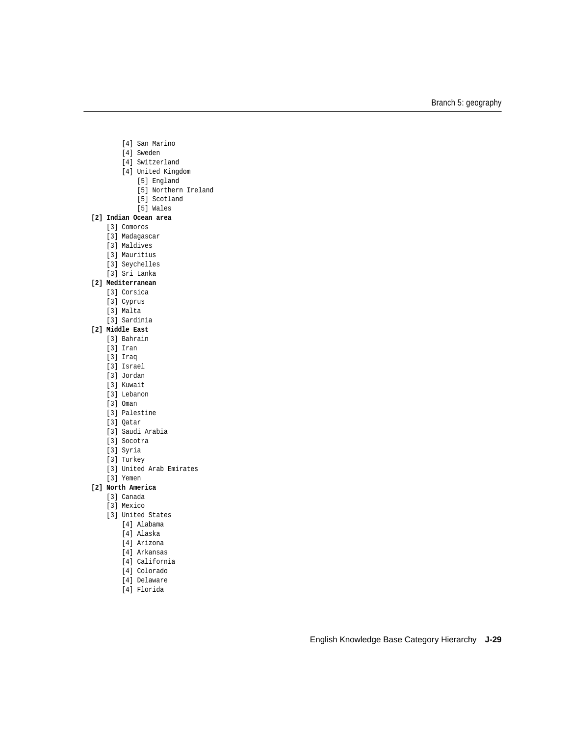```
        [4] San Marino
        [4] Sweden
        [4] Switzerland
        [4] United Kingdom
            [5] England
            [5] Northern Ireland
            [5] Scotland
            [5] Wales
[2] Indian Ocean area
    [3] Comoros
    [3] Madagascar
    [3] Maldives
    [3] Mauritius
    [3] Seychelles
    [3] Sri Lanka
[2] Mediterranean
    [3] Corsica
    [3] Cyprus
    [3] Malta
    [3] Sardinia
[2] Middle East
    [3] Bahrain
    [3] Iran
    [3] Iraq
    [3] Israel
    [3] Jordan
    [3] Kuwait
    [3] Lebanon
    [3] Oman
    [3] Palestine
    [3] Qatar
    [3] Saudi Arabia
    [3] Socotra
    [3] Syria
    [3] Turkey
    [3] United Arab Emirates
    [3] Yemen
[2] North America
    [3] Canada
    [3] Mexico
    [3] United States
        [4] Alabama
        [4] Alaska
        [4] Arizona
        [4] Arkansas
        [4] California
        [4] Colorado
        [4] Delaware
        [4] Florida
```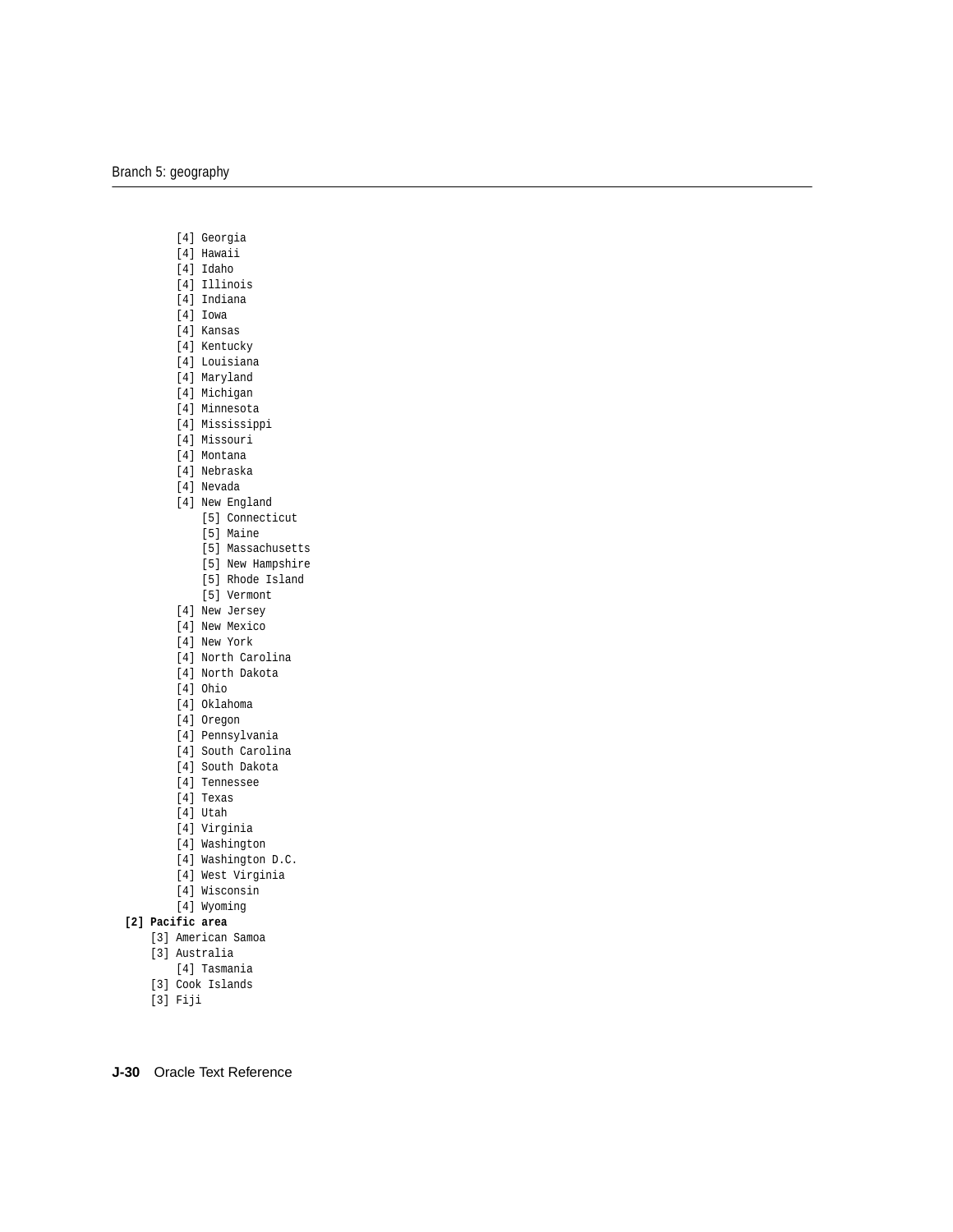```
        [4] Georgia
        [4] Hawaii
        [4] Idaho
        [4] Illinois
        [4] Indiana
        [4] Iowa
        [4] Kansas
        [4] Kentucky
        [4] Louisiana
        [4] Maryland
        [4] Michigan
        [4] Minnesota
        [4] Mississippi
        [4] Missouri
        [4] Montana
        [4] Nebraska
        [4] Nevada
        [4] New England
            [5] Connecticut
            [5] Maine
            [5] Massachusetts
            [5] New Hampshire
            [5] Rhode Island
            [5] Vermont
        [4] New Jersey
        [4] New Mexico
        [4] New York
        [4] North Carolina
        [4] North Dakota
        [4] Ohio
        [4] Oklahoma
        [4] Oregon
        [4] Pennsylvania
        [4] South Carolina
        [4] South Dakota
        [4] Tennessee
        [4] Texas
        [4] Utah
        [4] Virginia
        [4] Washington
        [4] Washington D.C.
        [4] West Virginia
        [4] Wisconsin
        [4] Wyoming
[2] Pacific area
    [3] American Samoa
    [3] Australia
        [4] Tasmania
    [3] Cook Islands
    [3] Fiji
```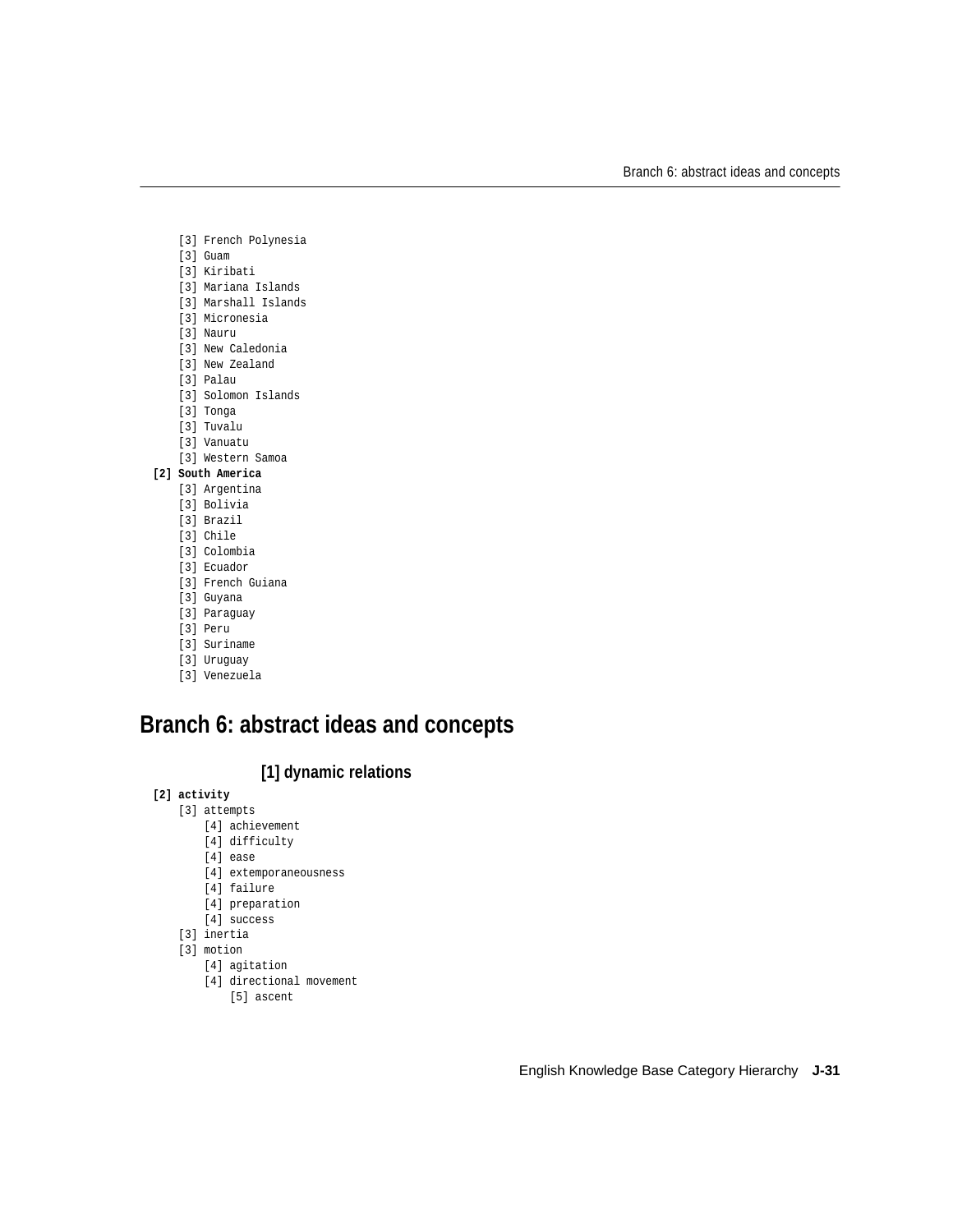```
    [3] French Polynesia
    [3] Guam
    [3] Kiribati
    [3] Mariana Islands
    [3] Marshall Islands
    [3] Micronesia
    [3] Nauru
    [3] New Caledonia
    [3] New Zealand
    [3] Palau
    [3] Solomon Islands
    [3] Tonga
    [3] Tuvalu
    [3] Vanuatu
    [3] Western Samoa
[2] South America
    [3] Argentina
    [3] Bolivia
    [3] Brazil
    [3] Chile
    [3] Colombia
    [3] Ecuador
    [3] French Guiana
    [3] Guyana
    [3] Paraguay
    [3] Peru
    [3] Suriname
    [3] Uruguay
    [3] Venezuela
```

# Branch 6: abstract ideas and concepts

## [1] dynamic relations

```
[2] activity
    [3] attempts
        [4] achievement
        [4] difficulty
        [4] ease
        [4] extemporaneousness
        [4] failure
        [4] preparation
        [4] success
    [3] inertia
    [3] motion
        [4] agitation
        [4] directional movement
            [5] ascent
```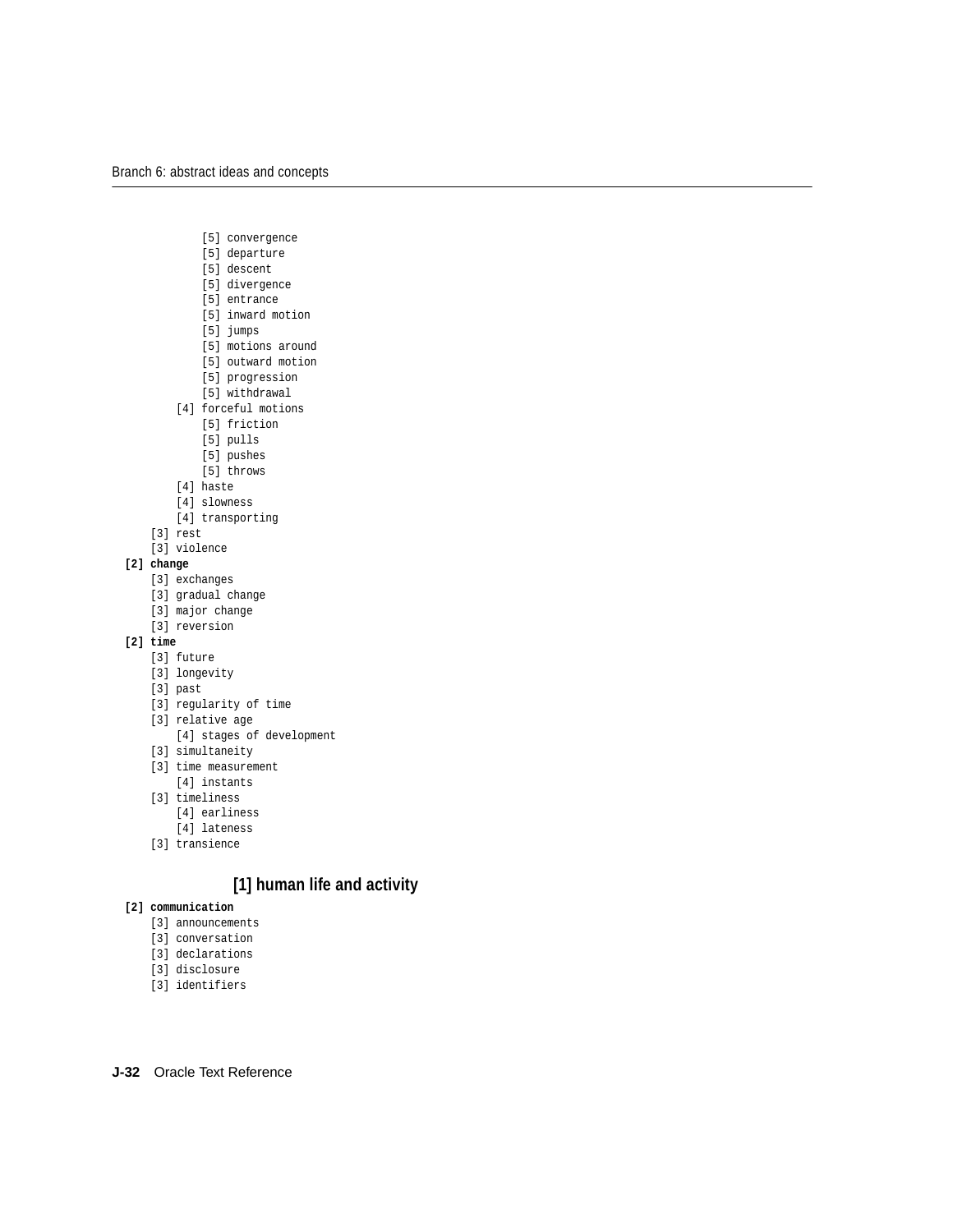```
            [5] convergence
            [5] departure
            [5] descent
            [5] divergence
            [5] entrance
            [5] inward motion
            [5] jumps
            [5] motions around
            [5] outward motion
            [5] progression
            [5] withdrawal
        [4] forceful motions
            [5] friction
            [5] pulls
            [5] pushes
            [5] throws
        [4] haste
        [4] slowness
        [4] transporting
    [3] rest
    [3] violence
[2] change
    [3] exchanges
    [3] gradual change
    [3] major change
    [3] reversion
[2] time
    [3] future
    [3] longevity
    [3] past
    [3] regularity of time
    [3] relative age
        [4] stages of development
    [3] simultaneity
    [3] time measurement
        [4] instants
    [3] timeliness
        [4] earliness
        [4] lateness
    [3] transience
```

## [1] human life and activity

```
[2] communication
    [3] announcements
    [3] conversation
    [3] declarations
    [3] disclosure
    [3] identifiers
```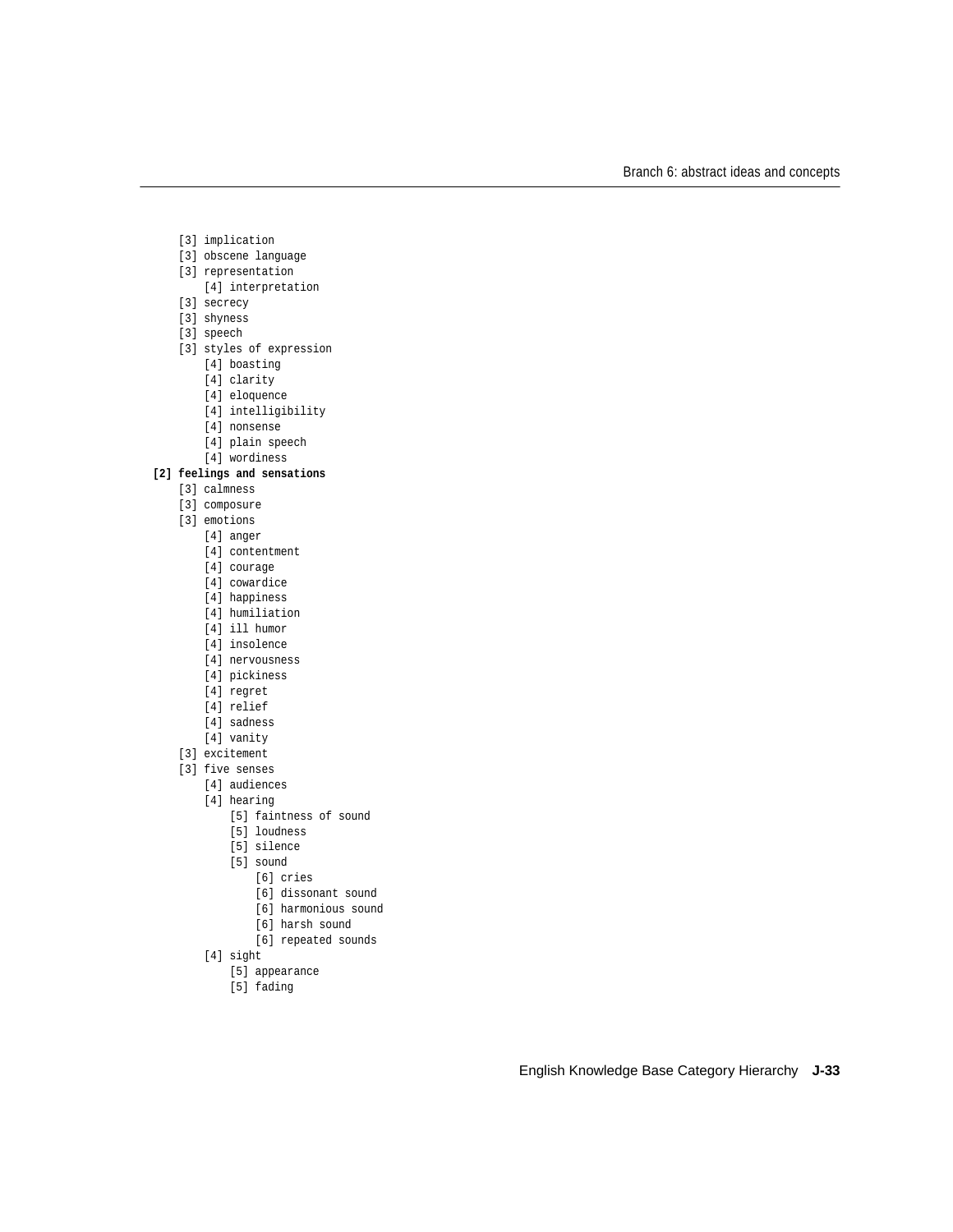```
    [3] implication
    [3] obscene language
    [3] representation
        [4] interpretation
    [3] secrecy
    [3] shyness
    [3] speech
    [3] styles of expression
        [4] boasting
        [4] clarity
        [4] eloquence
        [4] intelligibility
        [4] nonsense
        [4] plain speech
        [4] wordiness
```

**[2] feelings and sensations**

```
    [3] calmness
    [3] composure
    [3] emotions
        [4] anger
        [4] contentment
        [4] courage
        [4] cowardice
        [4] happiness
        [4] humiliation
        [4] ill humor
        [4] insolence
        [4] nervousness
        [4] pickiness
        [4] regret
        [4] relief
        [4] sadness
        [4] vanity
    [3] excitement
    [3] five senses
        [4] audiences
        [4] hearing
            [5] faintness of sound
            [5] loudness
            [5] silence
            [5] sound
                [6] cries
                [6] dissonant sound
                [6] harmonious sound
                [6] harsh sound
                [6] repeated sounds
        [4] sight
            [5] appearance
            [5] fading
```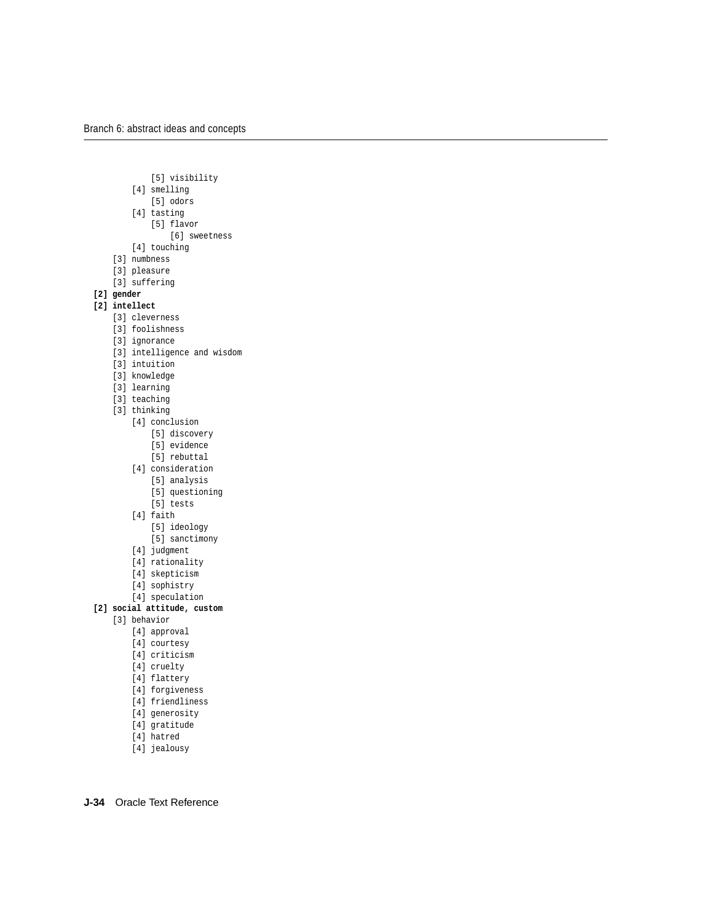```
            [5] visibility
        [4] smelling
            [5] odors
        [4] tasting
            [5] flavor
                [6] sweetness
        [4] touching
    [3] numbness
    [3] pleasure
    [3] suffering
[2] gender
[2] intellect
    [3] cleverness
    [3] foolishness
    [3] ignorance
    [3] intelligence and wisdom
    [3] intuition
    [3] knowledge
    [3] learning
    [3] teaching
    [3] thinking
        [4] conclusion
            [5] discovery
            [5] evidence
            [5] rebuttal
        [4] consideration
            [5] analysis
            [5] questioning
            [5] tests
        [4] faith
            [5] ideology
            [5] sanctimony
        [4] judgment
        [4] rationality
        [4] skepticism
        [4] sophistry
        [4] speculation
[2] social attitude, custom
    [3] behavior
        [4] approval
        [4] courtesy
        [4] criticism
        [4] cruelty
        [4] flattery
        [4] forgiveness
        [4] friendliness
        [4] generosity
        [4] gratitude
        [4] hatred
        [4] jealousy
```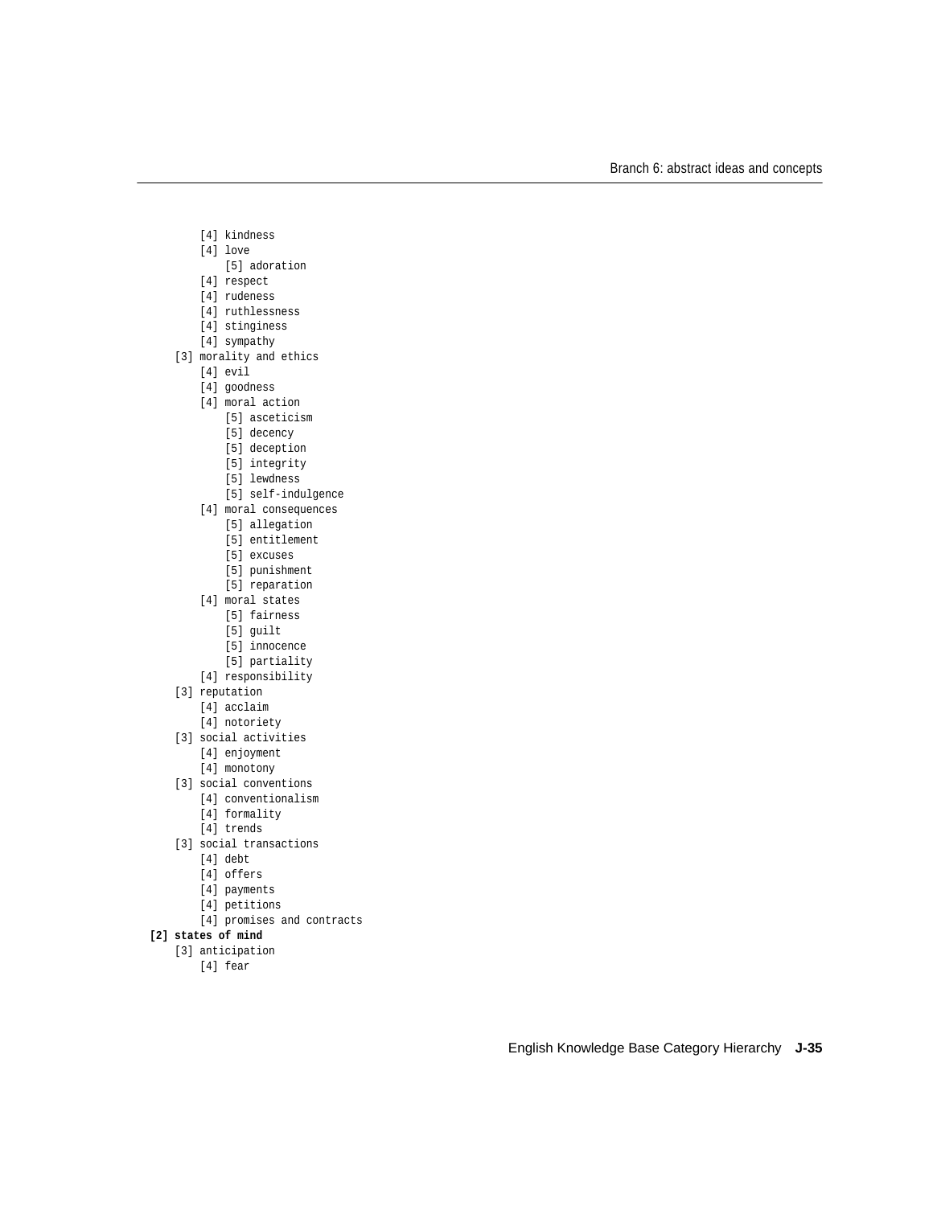```
            [4] kindness
            [4] love
                [5] adoration
            [4] respect
            [4] rudeness
            [4] ruthlessness
            [4] stinginess
            [4] sympathy
        [3] morality and ethics
            [4] evil
            [4] goodness
            [4] moral action
                [5] asceticism
                [5] decency
                [5] deception
                [5] integrity
                [5] lewdness
                [5] self-indulgence
            [4] moral consequences
                [5] allegation
                [5] entitlement
                [5] excuses
                [5] punishment
                [5] reparation
            [4] moral states
                [5] fairness
                [5] guilt
                [5] innocence
                [5] partiality
            [4] responsibility
        [3] reputation
            [4] acclaim
            [4] notoriety
        [3] social activities
            [4] enjoyment
            [4] monotony
        [3] social conventions
            [4] conventionalism
            [4] formality
            [4] trends
        [3] social transactions
            [4] debt
            [4] offers
            [4] payments
            [4] petitions
            [4] promises and contracts
    [2] states of mind
        [3] anticipation
            [4] fear
```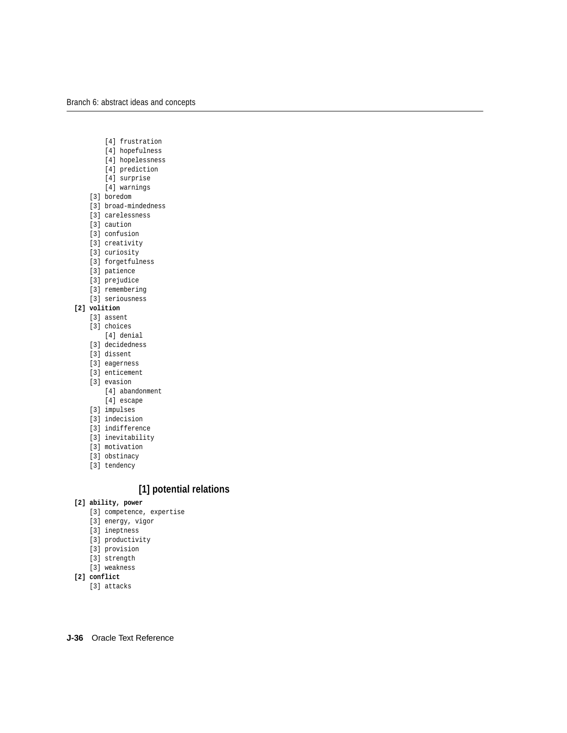```
        [4] frustration
        [4] hopefulness
        [4] hopelessness
        [4] prediction
        [4] surprise
        [4] warnings
    [3] boredom
    [3] broad-mindedness
    [3] carelessness
    [3] caution
    [3] confusion
    [3] creativity
    [3] curiosity
    [3] forgetfulness
    [3] patience
    [3] prejudice
    [3] remembering
    [3] seriousness
[2] volition
    [3] assent
    [3] choices
        [4] denial
    [3] decidedness
    [3] dissent
    [3] eagerness
    [3] enticement
    [3] evasion
        [4] abandonment
        [4] escape
    [3] impulses
    [3] indecision
    [3] indifference
    [3] inevitability
    [3] motivation
    [3] obstinacy
    [3] tendency
```

## [1] potential relations

```
[2] ability, power
    [3] competence, expertise
    [3] energy, vigor
    [3] ineptness
    [3] productivity
    [3] provision
    [3] strength
    [3] weakness
[2] conflict
    [3] attacks
```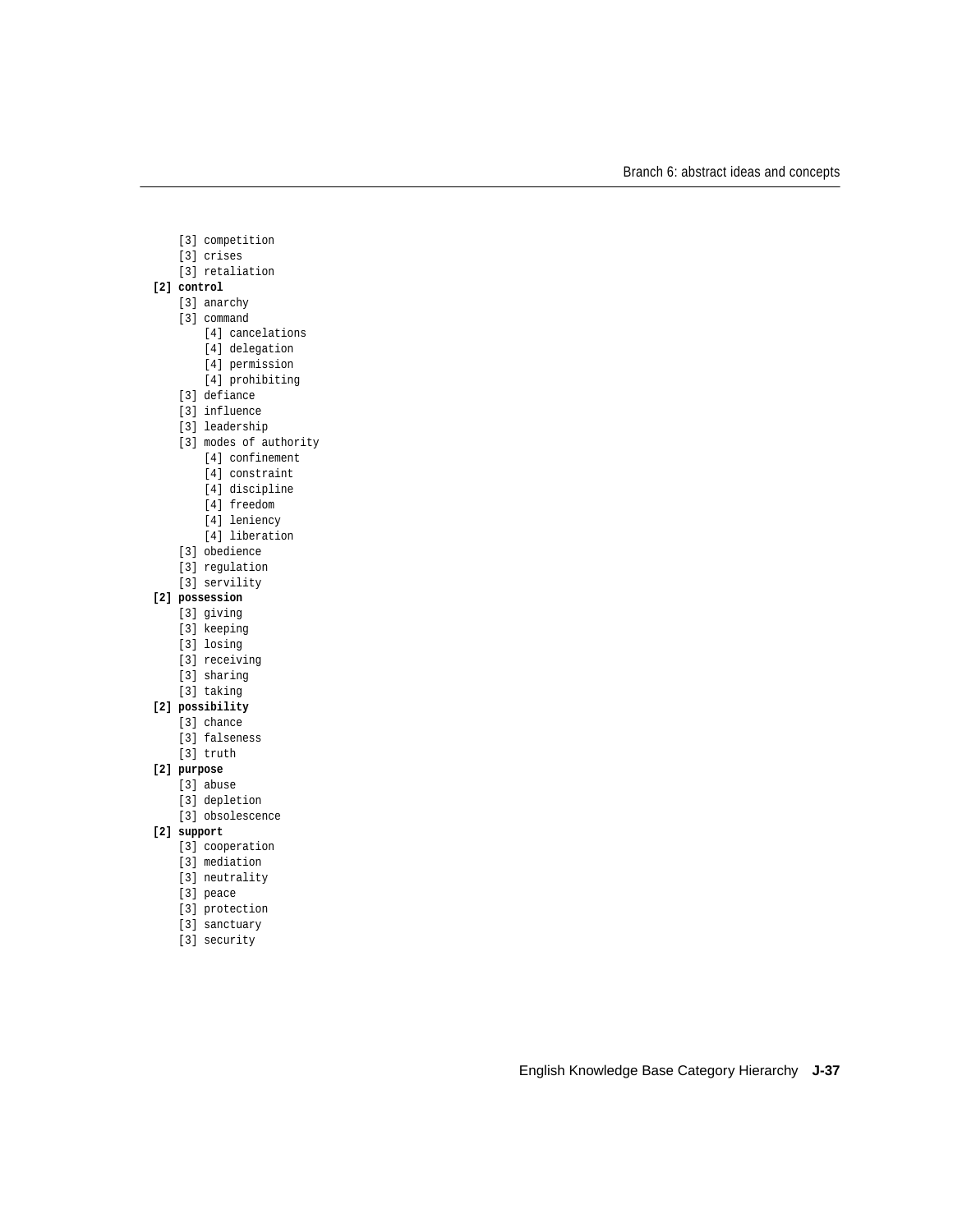```
        [3] competition
        [3] crises
        [3] retaliation
    [2] control
        [3] anarchy
        [3] command
            [4] cancelations
            [4] delegation
            [4] permission
            [4] prohibiting
        [3] defiance
        [3] influence
        [3] leadership
        [3] modes of authority
            [4] confinement
            [4] constraint
            [4] discipline
            [4] freedom
            [4] leniency
            [4] liberation
        [3] obedience
        [3] regulation
        [3] servility
    [2] possession
        [3] giving
        [3] keeping
        [3] losing
        [3] receiving
        [3] sharing
        [3] taking
    [2] possibility
        [3] chance
        [3] falseness
        [3] truth
    [2] purpose
        [3] abuse
        [3] depletion
        [3] obsolescence
    [2] support
        [3] cooperation
        [3] mediation
        [3] neutrality
        [3] peace
        [3] protection
        [3] sanctuary
        [3] security
```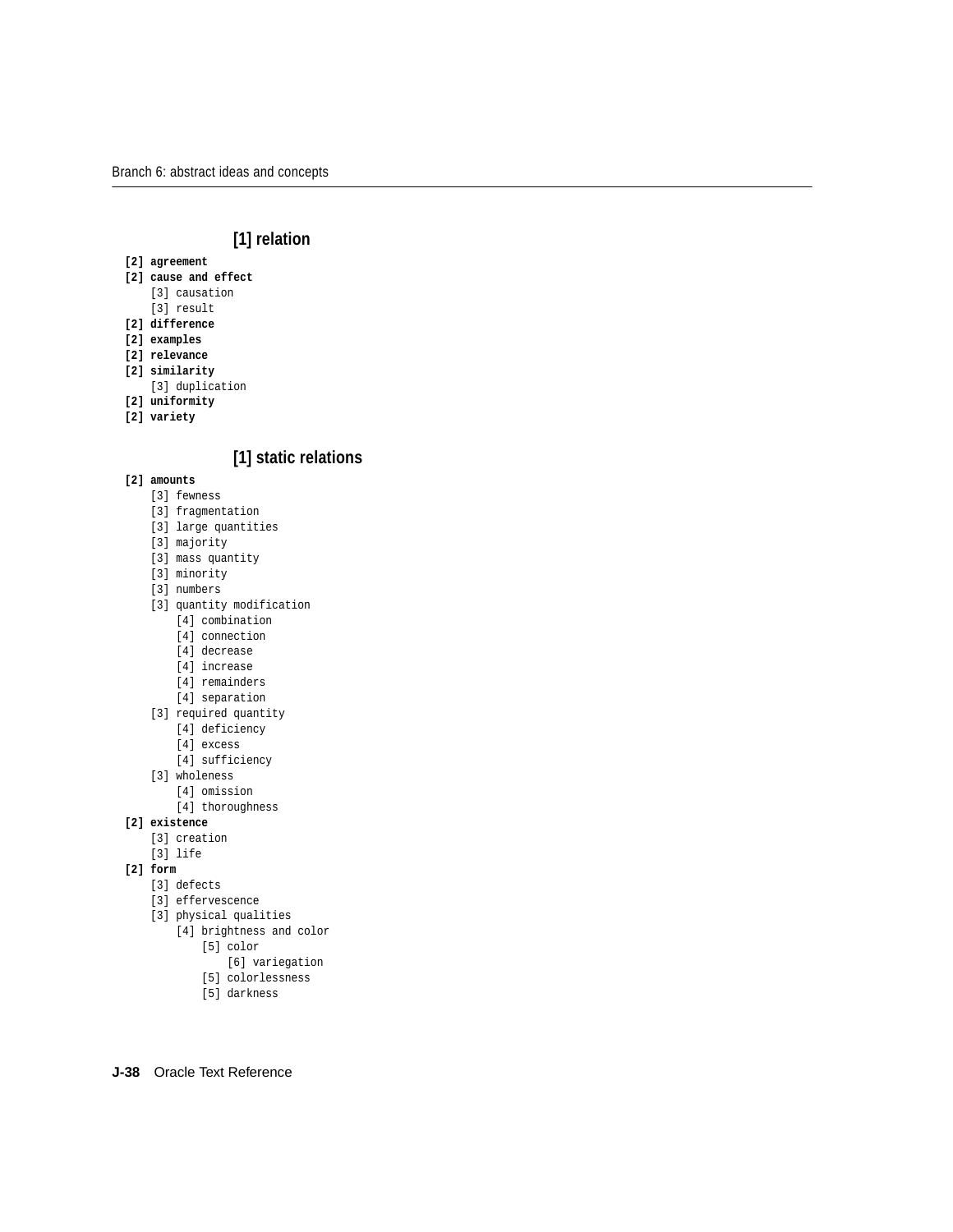## [1] relation

```
[2] agreement
[2] cause and effect
    [3] causation
    [3] result
[2] difference
[2] examples
[2] relevance
[2] similarity
    [3] duplication
[2] uniformity
[2] variety
```

## [1] static relations

```
[2] amounts
    [3] fewness
    [3] fragmentation
    [3] large quantities
    [3] majority
    [3] mass quantity
    [3] minority
    [3] numbers
    [3] quantity modification
        [4] combination
        [4] connection
        [4] decrease
        [4] increase
        [4] remainders
        [4] separation
    [3] required quantity
        [4] deficiency
        [4] excess
        [4] sufficiency
    [3] wholeness
        [4] omission
        [4] thoroughness
[2] existence
    [3] creation
    [3] life
[2] form
    [3] defects
    [3] effervescence
    [3] physical qualities
        [4] brightness and color
            [5] color
                [6] variegation
            [5] colorlessness
            [5] darkness
```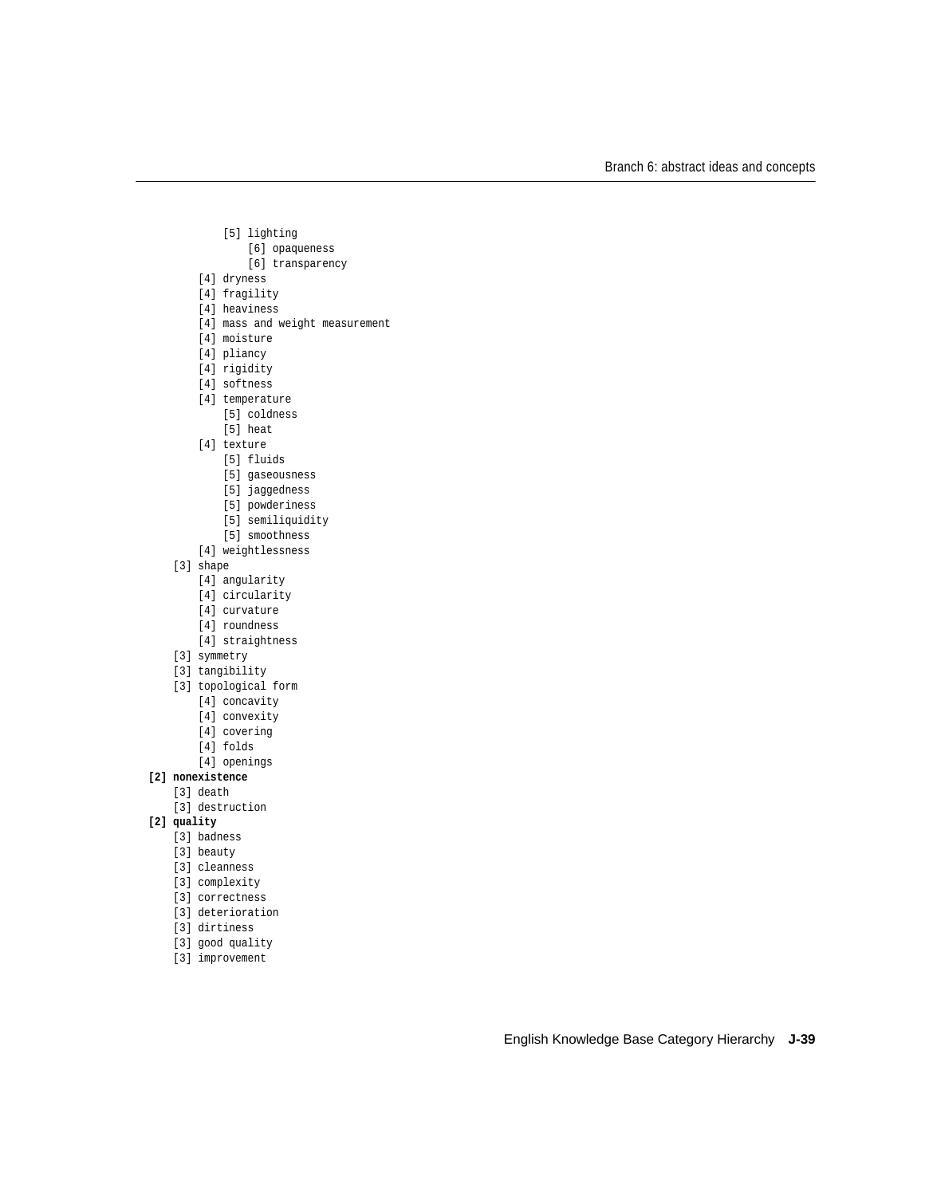```
            [5] lighting
                [6] opaqueness
                [6] transparency
        [4] dryness
        [4] fragility
        [4] heaviness
        [4] mass and weight measurement
        [4] moisture
        [4] pliancy
        [4] rigidity
        [4] softness
        [4] temperature
            [5] coldness
            [5] heat
        [4] texture
            [5] fluids
            [5] gaseousness
            [5] jaggedness
            [5] powderiness
            [5] semiliquidity
            [5] smoothness
        [4] weightlessness
    [3] shape
        [4] angularity
        [4] circularity
        [4] curvature
        [4] roundness
        [4] straightness
    [3] symmetry
    [3] tangibility
    [3] topological form
        [4] concavity
        [4] convexity
        [4] covering
        [4] folds
        [4] openings
```

**[2] nonexistence**

```
    [3] death
    [3] destruction
```

**[2] quality**

```
    [3] badness
    [3] beauty
    [3] cleanness
    [3] complexity
    [3] correctness
    [3] deterioration
    [3] dirtiness
    [3] good quality
    [3] improvement
```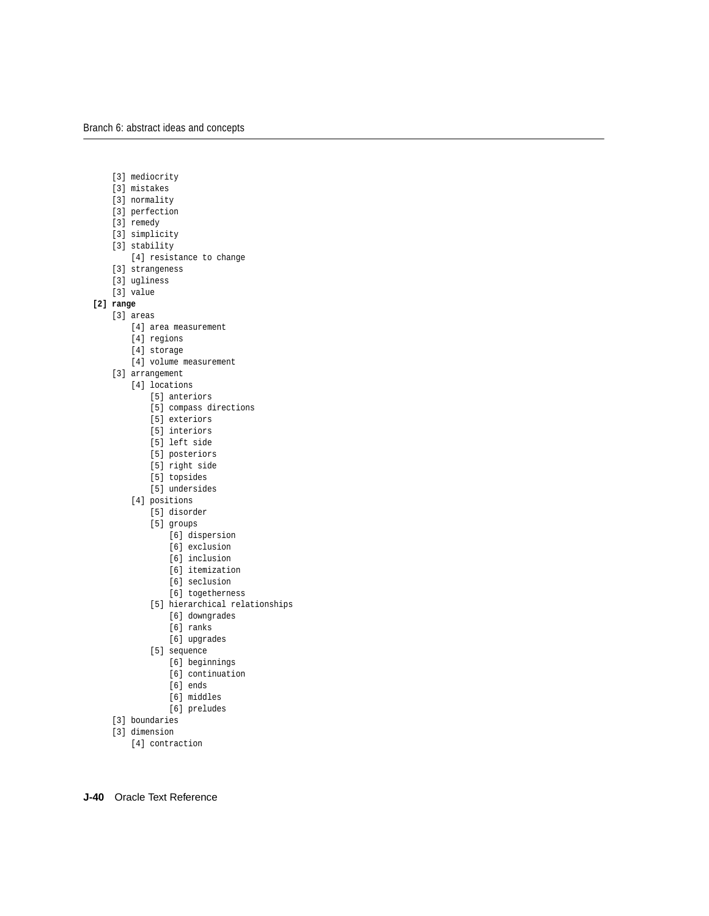```
        [3] mediocrity
        [3] mistakes
        [3] normality
        [3] perfection
        [3] remedy
        [3] simplicity
        [3] stability
            [4] resistance to change
        [3] strangeness
        [3] ugliness
        [3] value
    [2] range
        [3] areas
            [4] area measurement
            [4] regions
            [4] storage
            [4] volume measurement
        [3] arrangement
            [4] locations
                [5] anteriors
                [5] compass directions
                [5] exteriors
                [5] interiors
                [5] left side
                [5] posteriors
                [5] right side
                [5] topsides
                [5] undersides
            [4] positions
                [5] disorder
                [5] groups
                    [6] dispersion
                    [6] exclusion
                    [6] inclusion
                    [6] itemization
                    [6] seclusion
                    [6] togetherness
                [5] hierarchical relationships
                    [6] downgrades
                    [6] ranks
                    [6] upgrades
                [5] sequence
                    [6] beginnings
                    [6] continuation
                    [6] ends
                    [6] middles
                    [6] preludes
        [3] boundaries
        [3] dimension
            [4] contraction
```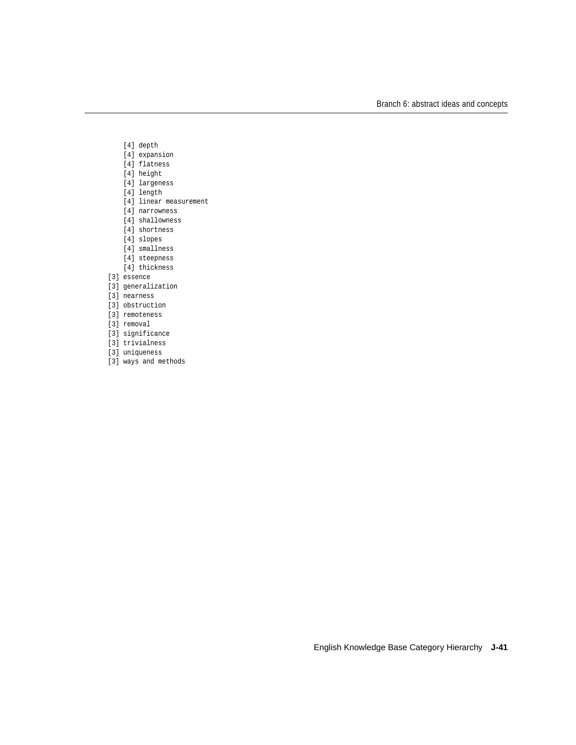```
    [4] depth
    [4] expansion
    [4] flatness
    [4] height
    [4] largeness
    [4] length
    [4] linear measurement
    [4] narrowness
    [4] shallowness
    [4] shortness
    [4] slopes
    [4] smallness
    [4] steepness
    [4] thickness
[3] essence
[3] generalization
[3] nearness
[3] obstruction
[3] remoteness
[3] removal
[3] significance
[3] trivialness
[3] uniqueness
[3] ways and methods
```